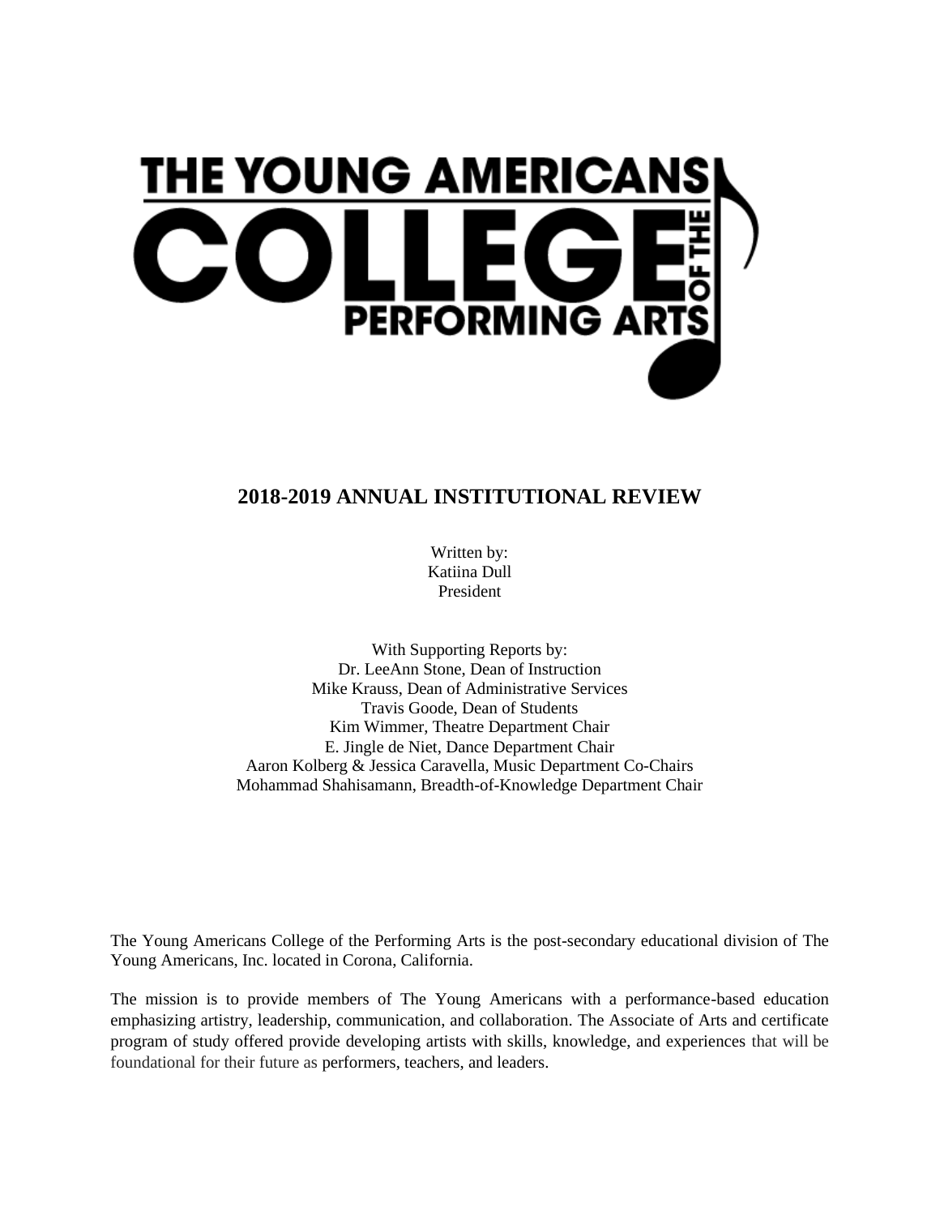# THE YOUNG AMERICANS COLLEGE OF THE PERFORMING ARTS

## 2018-2019 ANNUAL INSTITUTIONAL REVIEW

Written by:
Katiina Dull
President

With Supporting Reports by:
Dr. LeeAnn Stone, Dean of Instruction
Mike Krauss, Dean of Administrative Services
Travis Goode, Dean of Students
Kim Wimmer, Theatre Department Chair
E. Jingle de Niet, Dance Department Chair
Aaron Kolberg & Jessica Caravella, Music Department Co-Chairs
Mohammad Shahisamann, Breadth-of-Knowledge Department Chair

The Young Americans College of the Performing Arts is the post-secondary educational division of The Young Americans, Inc. located in Corona, California.

The mission is to provide members of The Young Americans with a performance-based education emphasizing artistry, leadership, communication, and collaboration. The Associate of Arts and certificate program of study offered provide developing artists with skills, knowledge, and experiences that will be foundational for their future as performers, teachers, and leaders.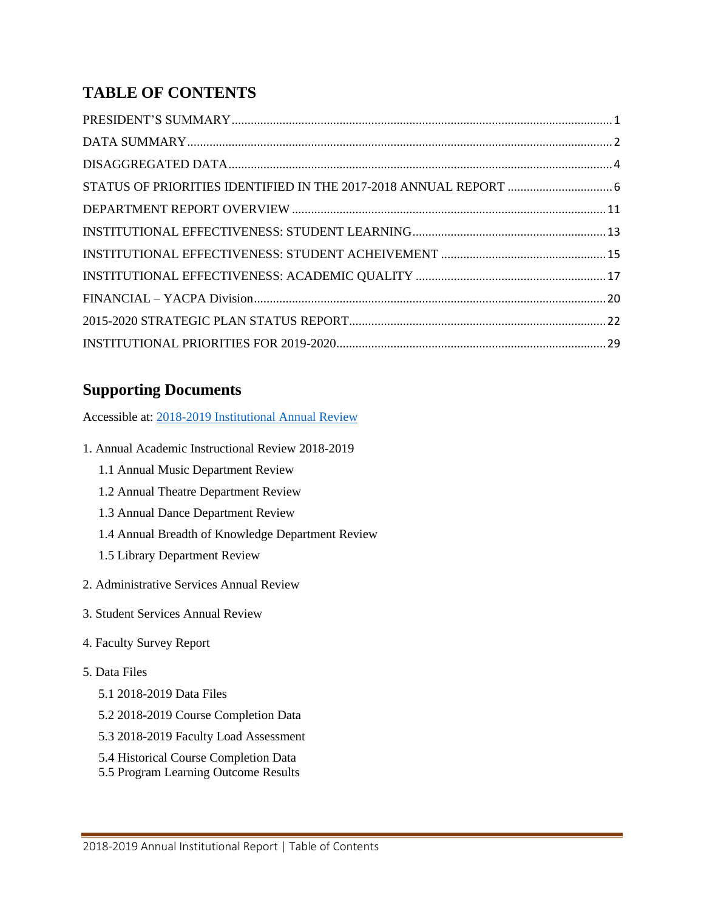# TABLE OF CONTENTS

PRESIDENT'S SUMMARY .......... 1

DATA SUMMARY .......... 2

DISAGGREGATED DATA .......... 4

STATUS OF PRIORITIES IDENTIFIED IN THE 2017-2018 ANNUAL REPORT .......... 6

DEPARTMENT REPORT OVERVIEW .......... 11

INSTITUTIONAL EFFECTIVENESS: STUDENT LEARNING .......... 13

INSTITUTIONAL EFFECTIVENESS: STUDENT ACHEIVEMENT .......... 15

INSTITUTIONAL EFFECTIVENESS: ACADEMIC QUALITY .......... 17

FINANCIAL – YACPA Division .......... 20

2015-2020 STRATEGIC PLAN STATUS REPORT .......... 22

INSTITUTIONAL PRIORITIES FOR 2019-2020 .......... 29

## Supporting Documents

Accessible at: 2018-2019 Institutional Annual Review

1. Annual Academic Instructional Review 2018-2019
   - 1.1 Annual Music Department Review
   - 1.2 Annual Theatre Department Review
   - 1.3 Annual Dance Department Review
   - 1.4 Annual Breadth of Knowledge Department Review
   - 1.5 Library Department Review
2. Administrative Services Annual Review
3. Student Services Annual Review
4. Faculty Survey Report
5. Data Files
   - 5.1 2018-2019 Data Files
   - 5.2 2018-2019 Course Completion Data
   - 5.3 2018-2019 Faculty Load Assessment
   - 5.4 Historical Course Completion Data
   - 5.5 Program Learning Outcome Results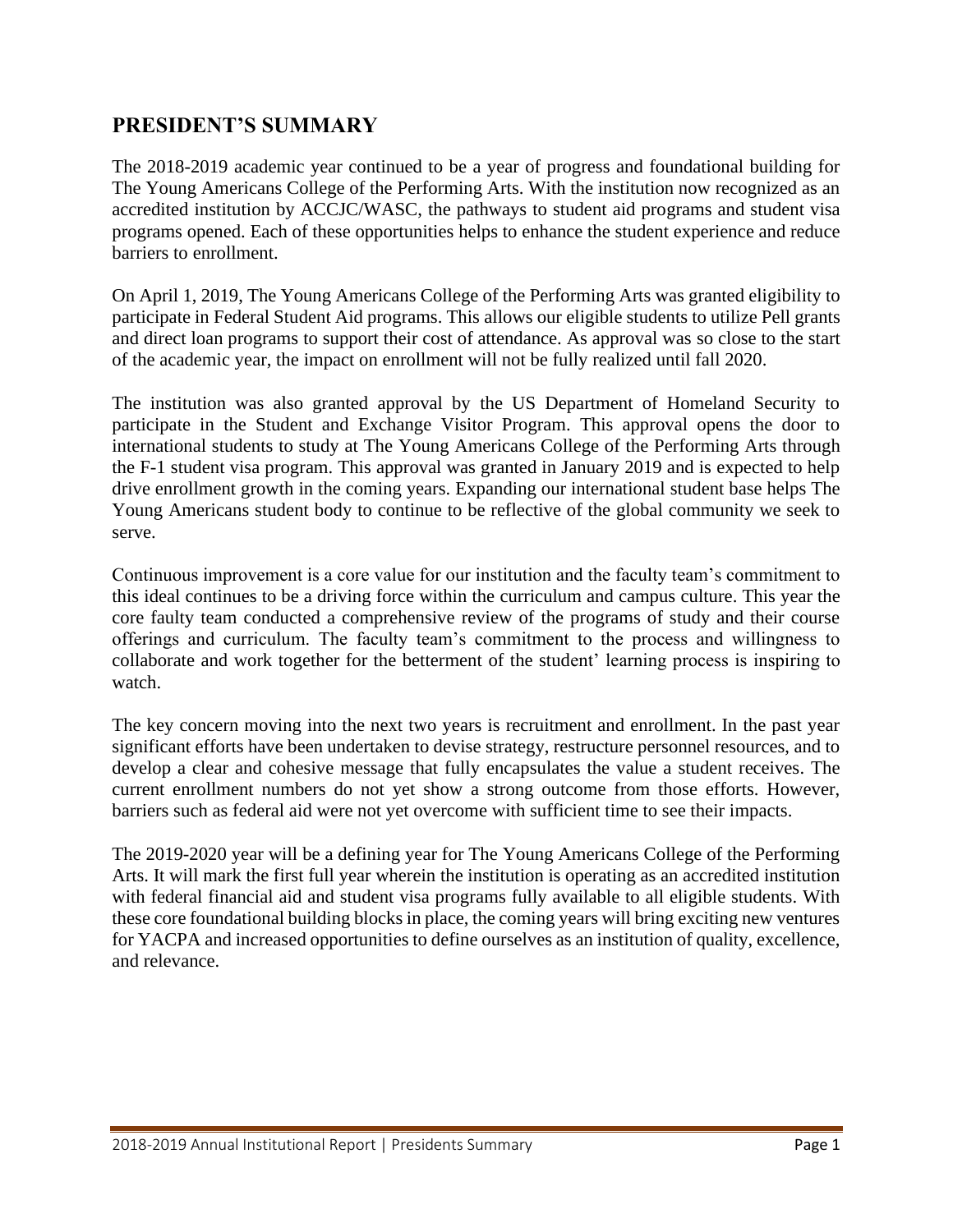## PRESIDENT'S SUMMARY

The 2018-2019 academic year continued to be a year of progress and foundational building for The Young Americans College of the Performing Arts. With the institution now recognized as an accredited institution by ACCJC/WASC, the pathways to student aid programs and student visa programs opened. Each of these opportunities helps to enhance the student experience and reduce barriers to enrollment.

On April 1, 2019, The Young Americans College of the Performing Arts was granted eligibility to participate in Federal Student Aid programs. This allows our eligible students to utilize Pell grants and direct loan programs to support their cost of attendance. As approval was so close to the start of the academic year, the impact on enrollment will not be fully realized until fall 2020.

The institution was also granted approval by the US Department of Homeland Security to participate in the Student and Exchange Visitor Program. This approval opens the door to international students to study at The Young Americans College of the Performing Arts through the F-1 student visa program. This approval was granted in January 2019 and is expected to help drive enrollment growth in the coming years. Expanding our international student base helps The Young Americans student body to continue to be reflective of the global community we seek to serve.

Continuous improvement is a core value for our institution and the faculty team's commitment to this ideal continues to be a driving force within the curriculum and campus culture. This year the core faulty team conducted a comprehensive review of the programs of study and their course offerings and curriculum. The faculty team's commitment to the process and willingness to collaborate and work together for the betterment of the student' learning process is inspiring to watch.

The key concern moving into the next two years is recruitment and enrollment. In the past year significant efforts have been undertaken to devise strategy, restructure personnel resources, and to develop a clear and cohesive message that fully encapsulates the value a student receives. The current enrollment numbers do not yet show a strong outcome from those efforts. However, barriers such as federal aid were not yet overcome with sufficient time to see their impacts.

The 2019-2020 year will be a defining year for The Young Americans College of the Performing Arts. It will mark the first full year wherein the institution is operating as an accredited institution with federal financial aid and student visa programs fully available to all eligible students. With these core foundational building blocks in place, the coming years will bring exciting new ventures for YACPA and increased opportunities to define ourselves as an institution of quality, excellence, and relevance.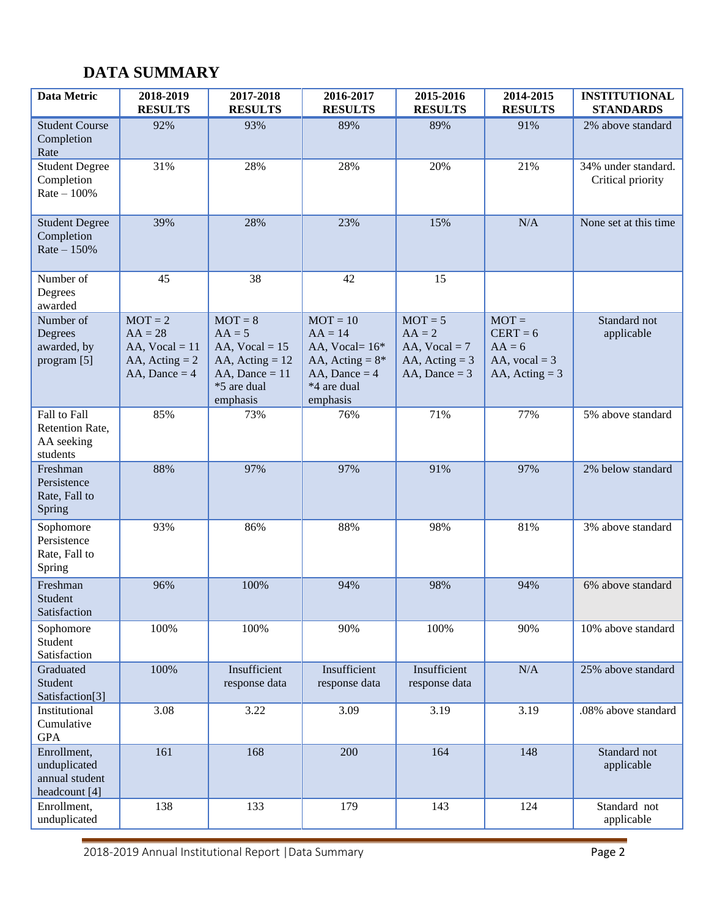## DATA SUMMARY

| Data Metric | 2018-2019 RESULTS | 2017-2018 RESULTS | 2016-2017 RESULTS | 2015-2016 RESULTS | 2014-2015 RESULTS | INSTITUTIONAL STANDARDS |
|---|---|---|---|---|---|---|
| Student Course Completion Rate | 92% | 93% | 89% | 89% | 91% | 2% above standard |
| Student Degree Completion Rate – 100% | 31% | 28% | 28% | 20% | 21% | 34% under standard. Critical priority |
| Student Degree Completion Rate – 150% | 39% | 28% | 23% | 15% | N/A | None set at this time |
| Number of Degrees awarded | 45 | 38 | 42 | 15 | | |
| Number of Degrees awarded, by program [5] | MOT = 2<br>AA = 28<br>AA, Vocal = 11<br>AA, Acting = 2<br>AA, Dance = 4 | MOT = 8<br>AA = 5<br>AA, Vocal = 15<br>AA, Acting = 12<br>AA, Dance = 11<br>*5 are dual emphasis | MOT = 10<br>AA = 14<br>AA, Vocal= 16*<br>AA, Acting = 8*<br>AA, Dance = 4<br>*4 are dual emphasis | MOT = 5<br>AA = 2<br>AA, Vocal = 7<br>AA, Acting = 3<br>AA, Dance = 3 | MOT =<br>CERT = 6<br>AA = 6<br>AA, vocal = 3<br>AA, Acting = 3 | Standard not applicable |
| Fall to Fall Retention Rate, AA seeking students | 85% | 73% | 76% | 71% | 77% | 5% above standard |
| Freshman Persistence Rate, Fall to Spring | 88% | 97% | 97% | 91% | 97% | 2% below standard |
| Sophomore Persistence Rate, Fall to Spring | 93% | 86% | 88% | 98% | 81% | 3% above standard |
| Freshman Student Satisfaction | 96% | 100% | 94% | 98% | 94% | 6% above standard |
| Sophomore Student Satisfaction | 100% | 100% | 90% | 100% | 90% | 10% above standard |
| Graduated Student Satisfaction[3] | 100% | Insufficient response data | Insufficient response data | Insufficient response data | N/A | 25% above standard |
| Institutional Cumulative GPA | 3.08 | 3.22 | 3.09 | 3.19 | 3.19 | .08% above standard |
| Enrollment, unduplicated annual student headcount [4] | 161 | 168 | 200 | 164 | 148 | Standard not applicable |
| Enrollment, unduplicated | 138 | 133 | 179 | 143 | 124 | Standard not applicable |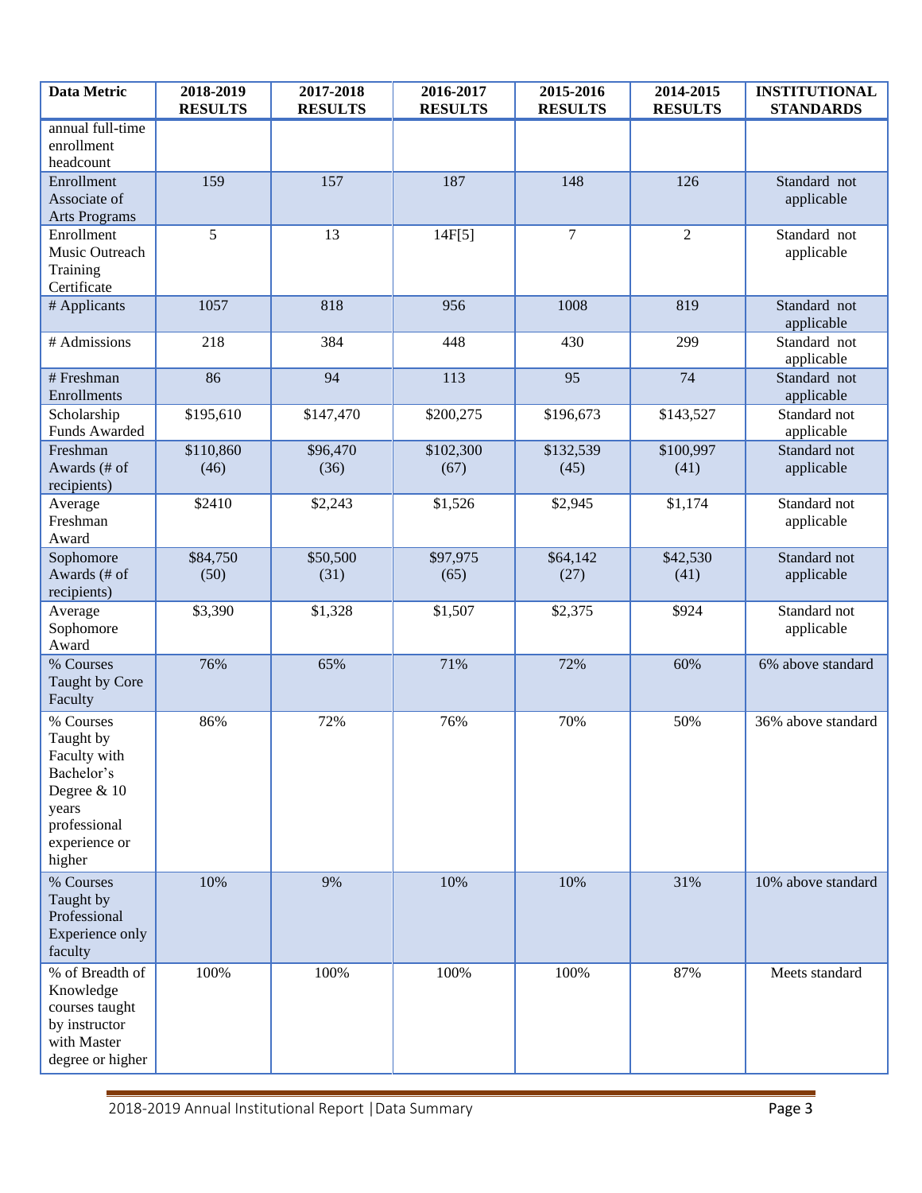| Data Metric | 2018-2019 RESULTS | 2017-2018 RESULTS | 2016-2017 RESULTS | 2015-2016 RESULTS | 2014-2015 RESULTS | INSTITUTIONAL STANDARDS |
|---|---|---|---|---|---|---|
| annual full-time enrollment headcount | | | | | | |
| Enrollment Associate of Arts Programs | 159 | 157 | 187 | 148 | 126 | Standard not applicable |
| Enrollment Music Outreach Training Certificate | 5 | 13 | 14F[5] | 7 | 2 | Standard not applicable |
| # Applicants | 1057 | 818 | 956 | 1008 | 819 | Standard not applicable |
| # Admissions | 218 | 384 | 448 | 430 | 299 | Standard not applicable |
| # Freshman Enrollments | 86 | 94 | 113 | 95 | 74 | Standard not applicable |
| Scholarship Funds Awarded | $195,610 | $147,470 | $200,275 | $196,673 | $143,527 | Standard not applicable |
| Freshman Awards (# of recipients) | $110,860 (46) | $96,470 (36) | $102,300 (67) | $132,539 (45) | $100,997 (41) | Standard not applicable |
| Average Freshman Award | $2410 | $2,243 | $1,526 | $2,945 | $1,174 | Standard not applicable |
| Sophomore Awards (# of recipients) | $84,750 (50) | $50,500 (31) | $97,975 (65) | $64,142 (27) | $42,530 (41) | Standard not applicable |
| Average Sophomore Award | $3,390 | $1,328 | $1,507 | $2,375 | $924 | Standard not applicable |
| % Courses Taught by Core Faculty | 76% | 65% | 71% | 72% | 60% | 6% above standard |
| % Courses Taught by Faculty with Bachelor's Degree & 10 years professional experience or higher | 86% | 72% | 76% | 70% | 50% | 36% above standard |
| % Courses Taught by Professional Experience only faculty | 10% | 9% | 10% | 10% | 31% | 10% above standard |
| % of Breadth of Knowledge courses taught by instructor with Master degree or higher | 100% | 100% | 100% | 100% | 87% | Meets standard |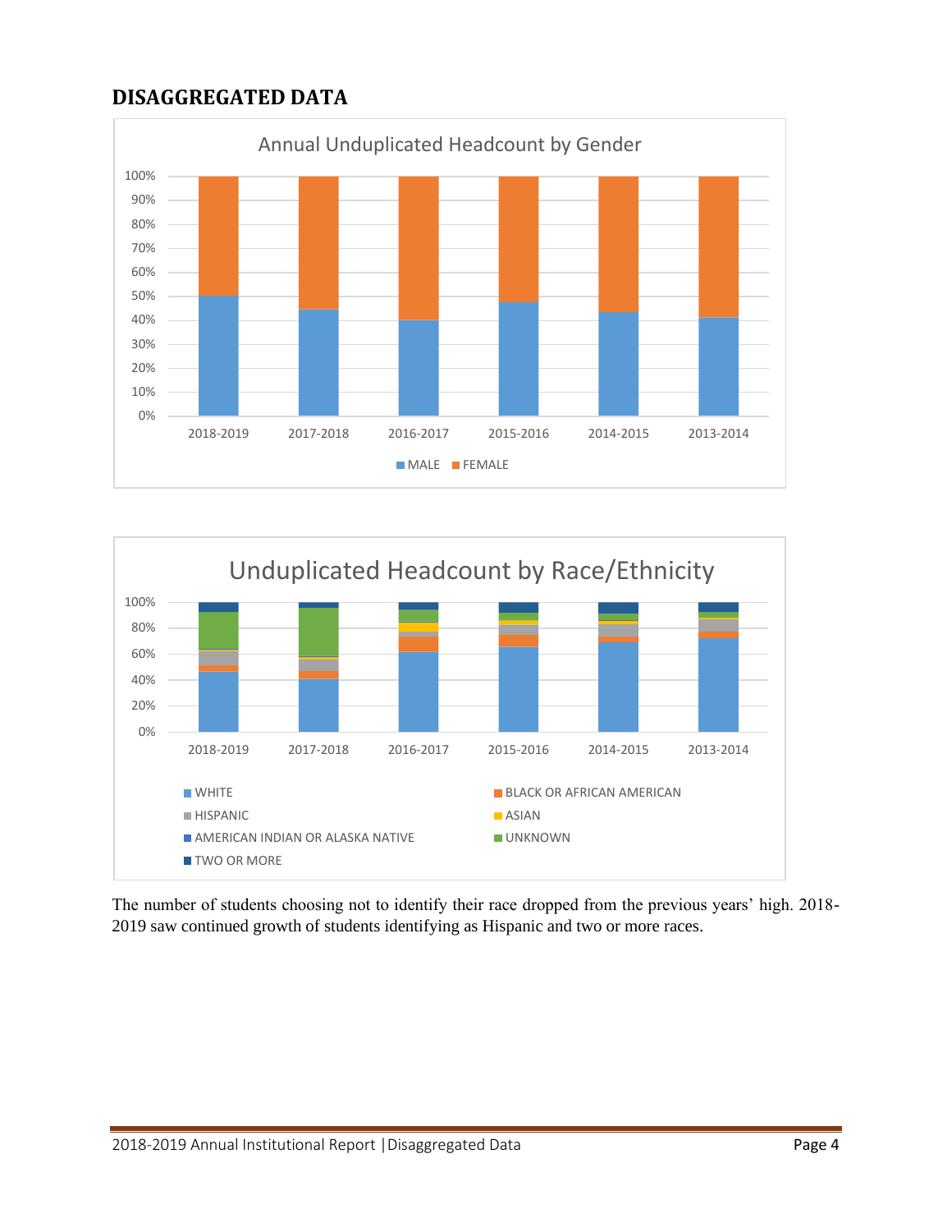## DISAGGREGATED DATA

Annual Unduplicated Headcount by Gender

Unduplicated Headcount by Race/Ethnicity

The number of students choosing not to identify their race dropped from the previous years' high. 2018-2019 saw continued growth of students identifying as Hispanic and two or more races.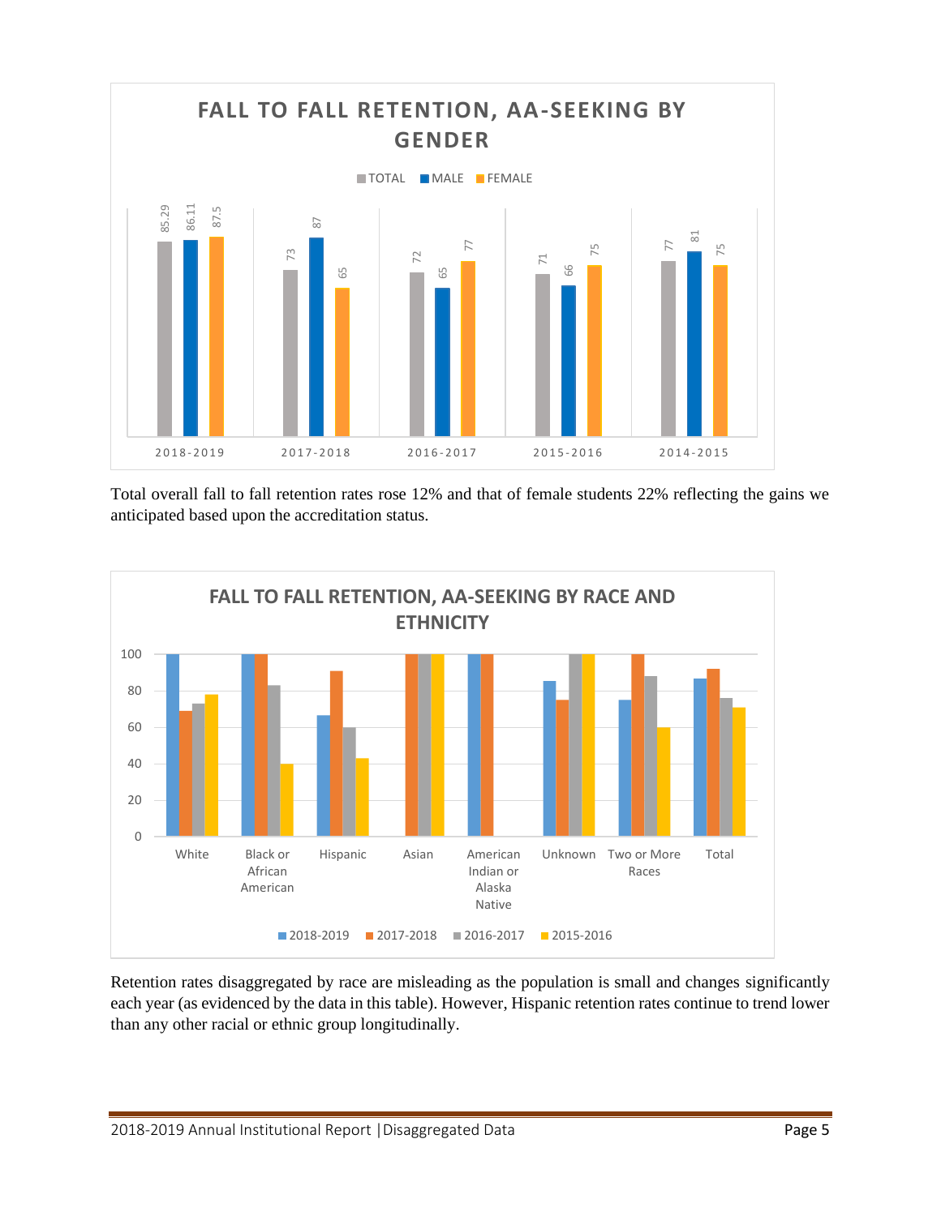## FALL TO FALL RETENTION, AA-SEEKING BY GENDER

| | TOTAL | MALE | FEMALE |
|---|---|---|---|
| 2018-2019 | 85.29 | 86.11 | 87.5 |
| 2017-2018 | 73 | 87 | 65 |
| 2016-2017 | 72 | 65 | 77 |
| 2015-2016 | 71 | 66 | 75 |
| 2014-2015 | 77 | 81 | 75 |

Total overall fall to fall retention rates rose 12% and that of female students 22% reflecting the gains we anticipated based upon the accreditation status.

## FALL TO FALL RETENTION, AA-SEEKING BY RACE AND ETHNICITY

Categories: White, Black or African American, Hispanic, Asian, American Indian or Alaska Native, Unknown, Two or More Races, Total

Legend: 2018-2019, 2017-2018, 2016-2017, 2015-2016

Retention rates disaggregated by race are misleading as the population is small and changes significantly each year (as evidenced by the data in this table). However, Hispanic retention rates continue to trend lower than any other racial or ethnic group longitudinally.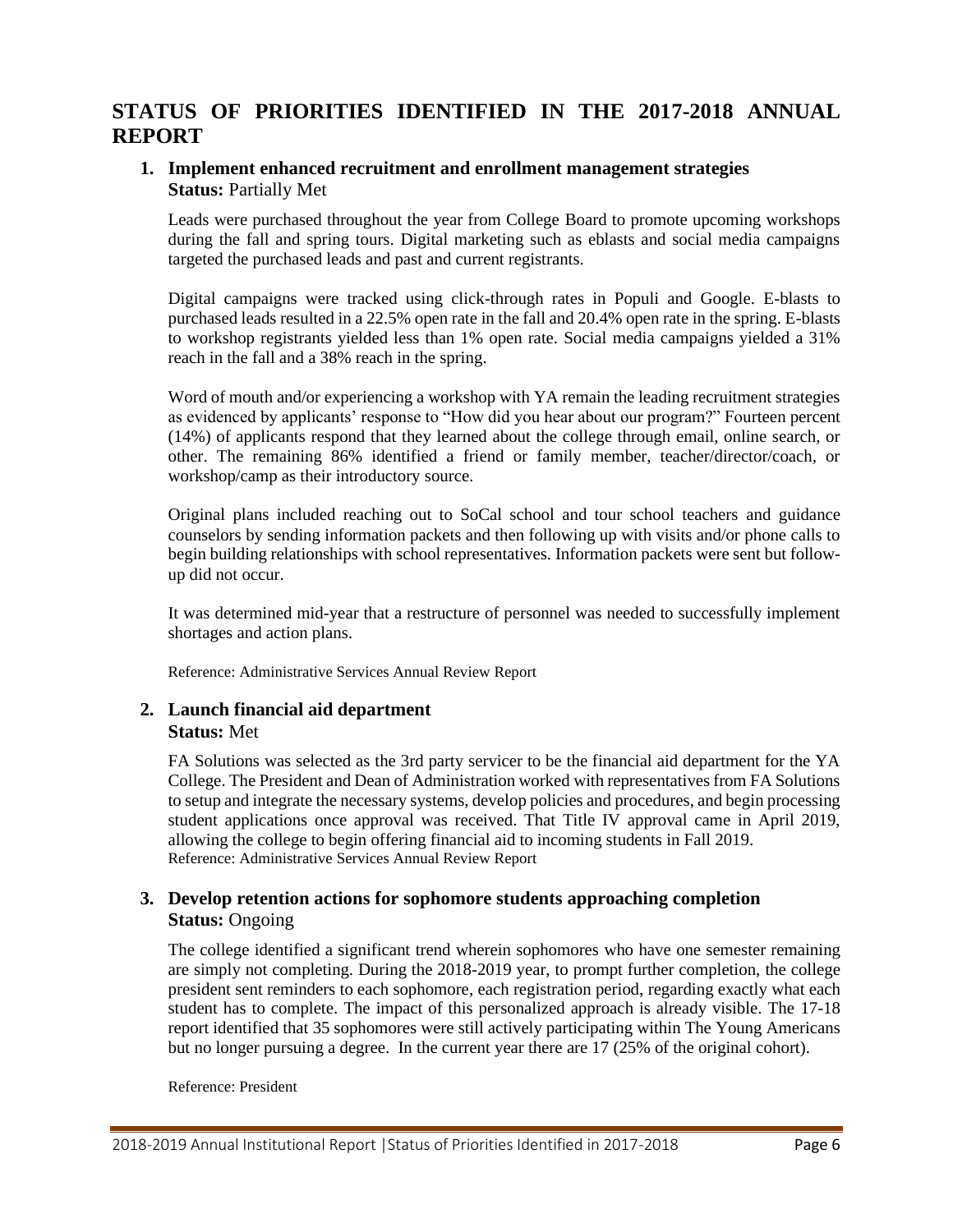# STATUS OF PRIORITIES IDENTIFIED IN THE 2017-2018 ANNUAL REPORT

## 1. Implement enhanced recruitment and enrollment management strategies

**Status:** Partially Met

Leads were purchased throughout the year from College Board to promote upcoming workshops during the fall and spring tours. Digital marketing such as eblasts and social media campaigns targeted the purchased leads and past and current registrants.

Digital campaigns were tracked using click-through rates in Populi and Google. E-blasts to purchased leads resulted in a 22.5% open rate in the fall and 20.4% open rate in the spring. E-blasts to workshop registrants yielded less than 1% open rate. Social media campaigns yielded a 31% reach in the fall and a 38% reach in the spring.

Word of mouth and/or experiencing a workshop with YA remain the leading recruitment strategies as evidenced by applicants' response to "How did you hear about our program?" Fourteen percent (14%) of applicants respond that they learned about the college through email, online search, or other. The remaining 86% identified a friend or family member, teacher/director/coach, or workshop/camp as their introductory source.

Original plans included reaching out to SoCal school and tour school teachers and guidance counselors by sending information packets and then following up with visits and/or phone calls to begin building relationships with school representatives. Information packets were sent but follow-up did not occur.

It was determined mid-year that a restructure of personnel was needed to successfully implement shortages and action plans.

Reference: Administrative Services Annual Review Report

## 2. Launch financial aid department

**Status:** Met

FA Solutions was selected as the 3rd party servicer to be the financial aid department for the YA College. The President and Dean of Administration worked with representatives from FA Solutions to setup and integrate the necessary systems, develop policies and procedures, and begin processing student applications once approval was received. That Title IV approval came in April 2019, allowing the college to begin offering financial aid to incoming students in Fall 2019.

Reference: Administrative Services Annual Review Report

## 3. Develop retention actions for sophomore students approaching completion

**Status:** Ongoing

The college identified a significant trend wherein sophomores who have one semester remaining are simply not completing. During the 2018-2019 year, to prompt further completion, the college president sent reminders to each sophomore, each registration period, regarding exactly what each student has to complete. The impact of this personalized approach is already visible. The 17-18 report identified that 35 sophomores were still actively participating within The Young Americans but no longer pursuing a degree. In the current year there are 17 (25% of the original cohort).

Reference: President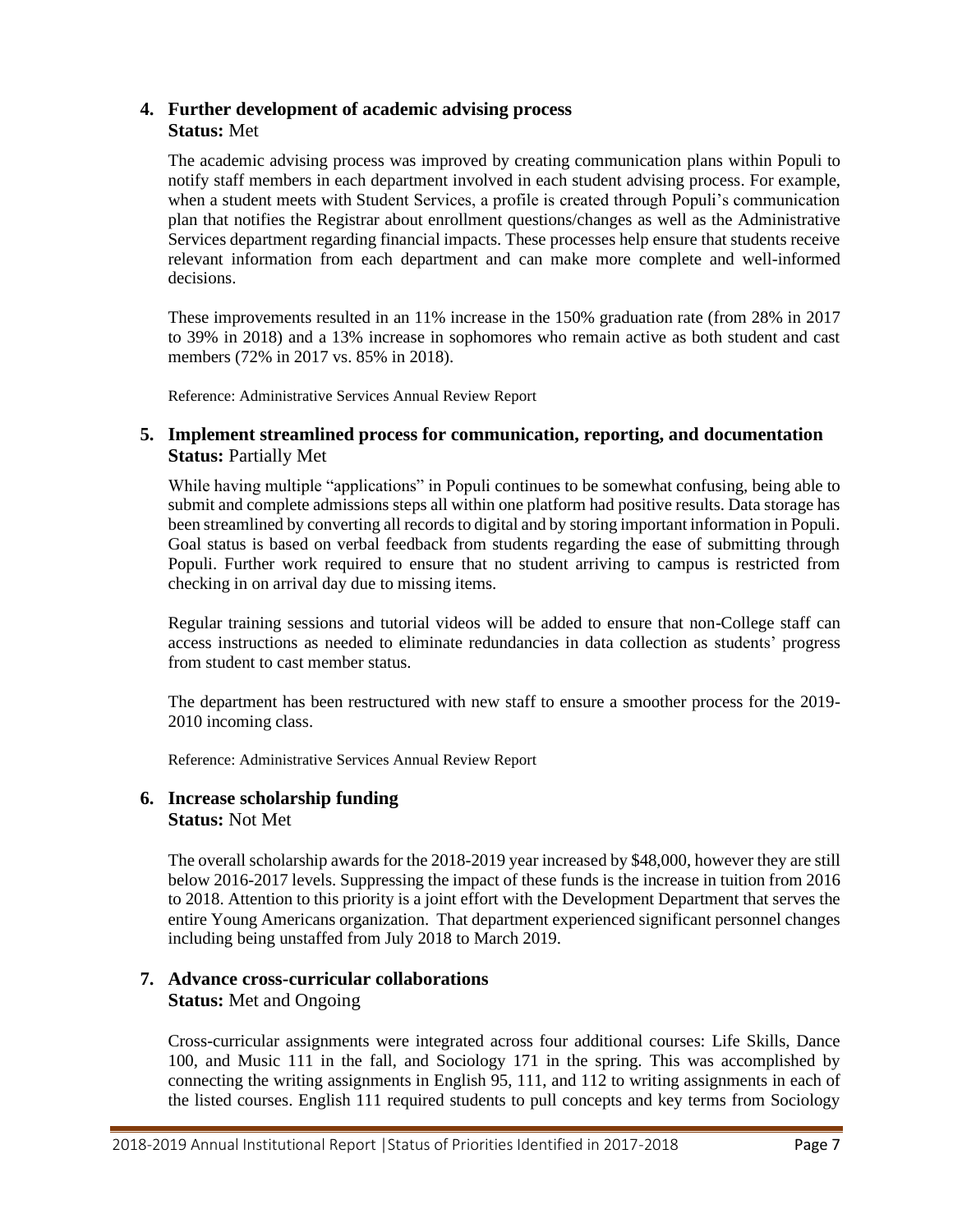## 4. Further development of academic advising process

**Status:** Met

The academic advising process was improved by creating communication plans within Populi to notify staff members in each department involved in each student advising process. For example, when a student meets with Student Services, a profile is created through Populi's communication plan that notifies the Registrar about enrollment questions/changes as well as the Administrative Services department regarding financial impacts. These processes help ensure that students receive relevant information from each department and can make more complete and well-informed decisions.

These improvements resulted in an 11% increase in the 150% graduation rate (from 28% in 2017 to 39% in 2018) and a 13% increase in sophomores who remain active as both student and cast members (72% in 2017 vs. 85% in 2018).

Reference: Administrative Services Annual Review Report

## 5. Implement streamlined process for communication, reporting, and documentation

**Status:** Partially Met

While having multiple "applications" in Populi continues to be somewhat confusing, being able to submit and complete admissions steps all within one platform had positive results. Data storage has been streamlined by converting all records to digital and by storing important information in Populi. Goal status is based on verbal feedback from students regarding the ease of submitting through Populi. Further work required to ensure that no student arriving to campus is restricted from checking in on arrival day due to missing items.

Regular training sessions and tutorial videos will be added to ensure that non-College staff can access instructions as needed to eliminate redundancies in data collection as students' progress from student to cast member status.

The department has been restructured with new staff to ensure a smoother process for the 2019-2010 incoming class.

Reference: Administrative Services Annual Review Report

## 6. Increase scholarship funding

**Status:** Not Met

The overall scholarship awards for the 2018-2019 year increased by $48,000, however they are still below 2016-2017 levels. Suppressing the impact of these funds is the increase in tuition from 2016 to 2018. Attention to this priority is a joint effort with the Development Department that serves the entire Young Americans organization. That department experienced significant personnel changes including being unstaffed from July 2018 to March 2019.

## 7. Advance cross-curricular collaborations

**Status:** Met and Ongoing

Cross-curricular assignments were integrated across four additional courses: Life Skills, Dance 100, and Music 111 in the fall, and Sociology 171 in the spring. This was accomplished by connecting the writing assignments in English 95, 111, and 112 to writing assignments in each of the listed courses. English 111 required students to pull concepts and key terms from Sociology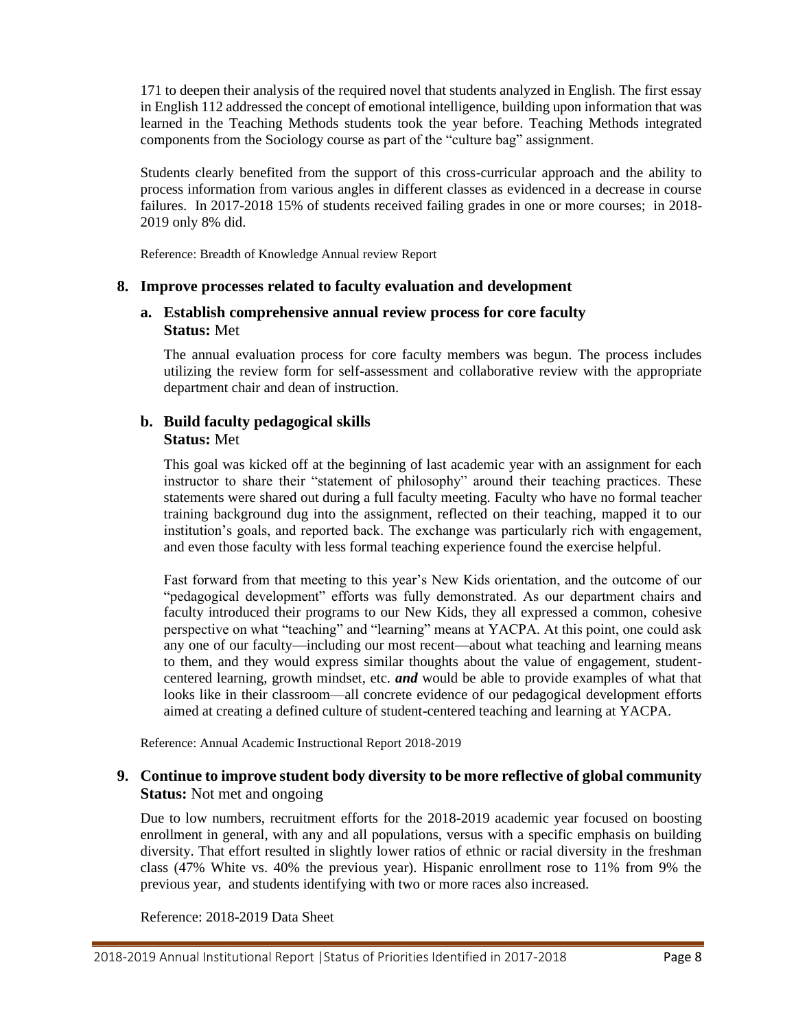171 to deepen their analysis of the required novel that students analyzed in English. The first essay in English 112 addressed the concept of emotional intelligence, building upon information that was learned in the Teaching Methods students took the year before. Teaching Methods integrated components from the Sociology course as part of the "culture bag" assignment.

Students clearly benefited from the support of this cross-curricular approach and the ability to process information from various angles in different classes as evidenced in a decrease in course failures. In 2017-2018 15% of students received failing grades in one or more courses; in 2018-2019 only 8% did.

Reference: Breadth of Knowledge Annual review Report

## 8. Improve processes related to faculty evaluation and development

### a. Establish comprehensive annual review process for core faculty

**Status:** Met

The annual evaluation process for core faculty members was begun. The process includes utilizing the review form for self-assessment and collaborative review with the appropriate department chair and dean of instruction.

### b. Build faculty pedagogical skills

**Status:** Met

This goal was kicked off at the beginning of last academic year with an assignment for each instructor to share their "statement of philosophy" around their teaching practices. These statements were shared out during a full faculty meeting. Faculty who have no formal teacher training background dug into the assignment, reflected on their teaching, mapped it to our institution's goals, and reported back. The exchange was particularly rich with engagement, and even those faculty with less formal teaching experience found the exercise helpful.

Fast forward from that meeting to this year's New Kids orientation, and the outcome of our "pedagogical development" efforts was fully demonstrated. As our department chairs and faculty introduced their programs to our New Kids, they all expressed a common, cohesive perspective on what "teaching" and "learning" means at YACPA. At this point, one could ask any one of our faculty—including our most recent—about what teaching and learning means to them, and they would express similar thoughts about the value of engagement, student-centered learning, growth mindset, etc. ***and*** would be able to provide examples of what that looks like in their classroom—all concrete evidence of our pedagogical development efforts aimed at creating a defined culture of student-centered teaching and learning at YACPA.

Reference: Annual Academic Instructional Report 2018-2019

## 9. Continue to improve student body diversity to be more reflective of global community

**Status:** Not met and ongoing

Due to low numbers, recruitment efforts for the 2018-2019 academic year focused on boosting enrollment in general, with any and all populations, versus with a specific emphasis on building diversity. That effort resulted in slightly lower ratios of ethnic or racial diversity in the freshman class (47% White vs. 40% the previous year). Hispanic enrollment rose to 11% from 9% the previous year, and students identifying with two or more races also increased.

Reference: 2018-2019 Data Sheet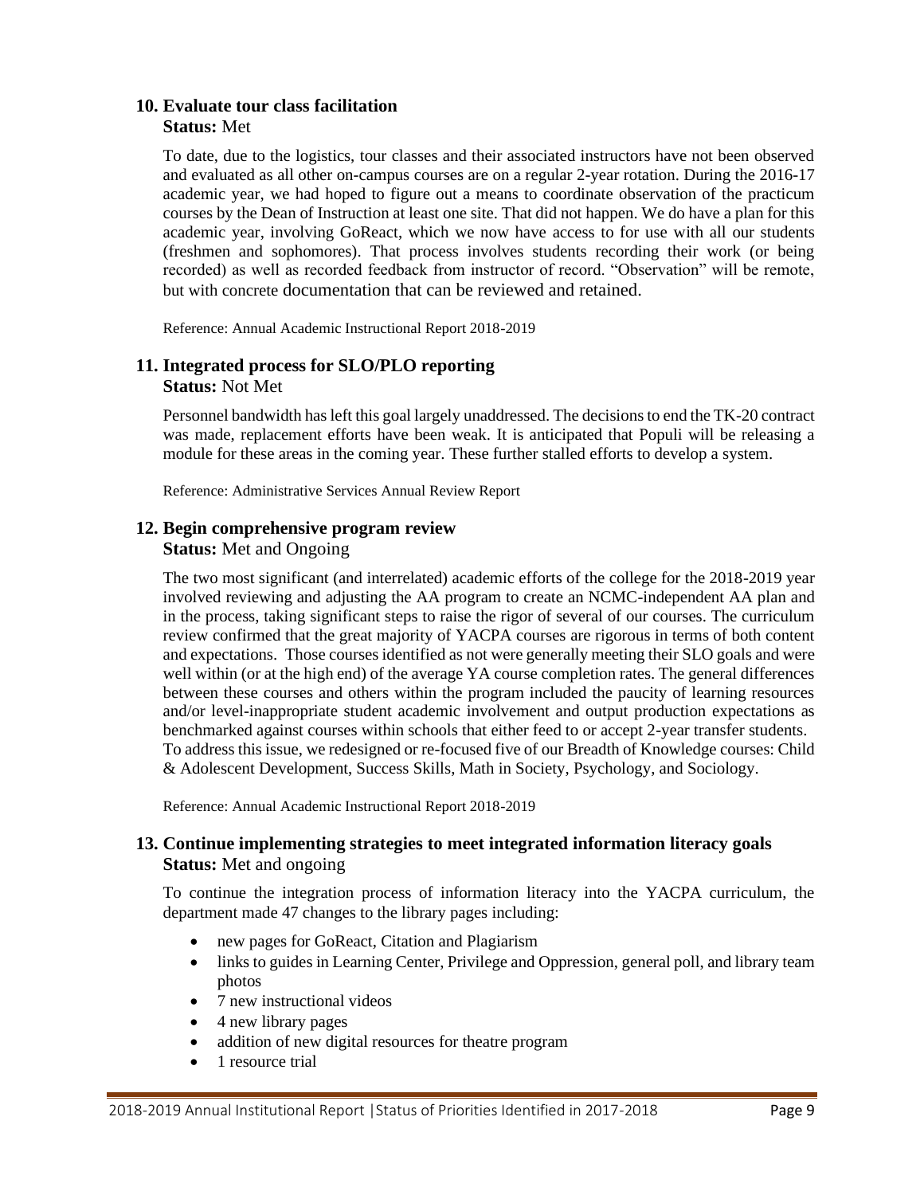### 10. Evaluate tour class facilitation

**Status:** Met

To date, due to the logistics, tour classes and their associated instructors have not been observed and evaluated as all other on-campus courses are on a regular 2-year rotation. During the 2016-17 academic year, we had hoped to figure out a means to coordinate observation of the practicum courses by the Dean of Instruction at least one site. That did not happen. We do have a plan for this academic year, involving GoReact, which we now have access to for use with all our students (freshmen and sophomores). That process involves students recording their work (or being recorded) as well as recorded feedback from instructor of record. "Observation" will be remote, but with concrete documentation that can be reviewed and retained.

Reference: Annual Academic Instructional Report 2018-2019

### 11. Integrated process for SLO/PLO reporting

**Status:** Not Met

Personnel bandwidth has left this goal largely unaddressed. The decisions to end the TK-20 contract was made, replacement efforts have been weak. It is anticipated that Populi will be releasing a module for these areas in the coming year. These further stalled efforts to develop a system.

Reference: Administrative Services Annual Review Report

### 12. Begin comprehensive program review

**Status:** Met and Ongoing

The two most significant (and interrelated) academic efforts of the college for the 2018-2019 year involved reviewing and adjusting the AA program to create an NCMC-independent AA plan and in the process, taking significant steps to raise the rigor of several of our courses. The curriculum review confirmed that the great majority of YACPA courses are rigorous in terms of both content and expectations. Those courses identified as not were generally meeting their SLO goals and were well within (or at the high end) of the average YA course completion rates. The general differences between these courses and others within the program included the paucity of learning resources and/or level-inappropriate student academic involvement and output production expectations as benchmarked against courses within schools that either feed to or accept 2-year transfer students. To address this issue, we redesigned or re-focused five of our Breadth of Knowledge courses: Child & Adolescent Development, Success Skills, Math in Society, Psychology, and Sociology.

Reference: Annual Academic Instructional Report 2018-2019

### 13. Continue implementing strategies to meet integrated information literacy goals

**Status:** Met and ongoing

To continue the integration process of information literacy into the YACPA curriculum, the department made 47 changes to the library pages including:

- new pages for GoReact, Citation and Plagiarism
- links to guides in Learning Center, Privilege and Oppression, general poll, and library team photos
- 7 new instructional videos
- 4 new library pages
- addition of new digital resources for theatre program
- 1 resource trial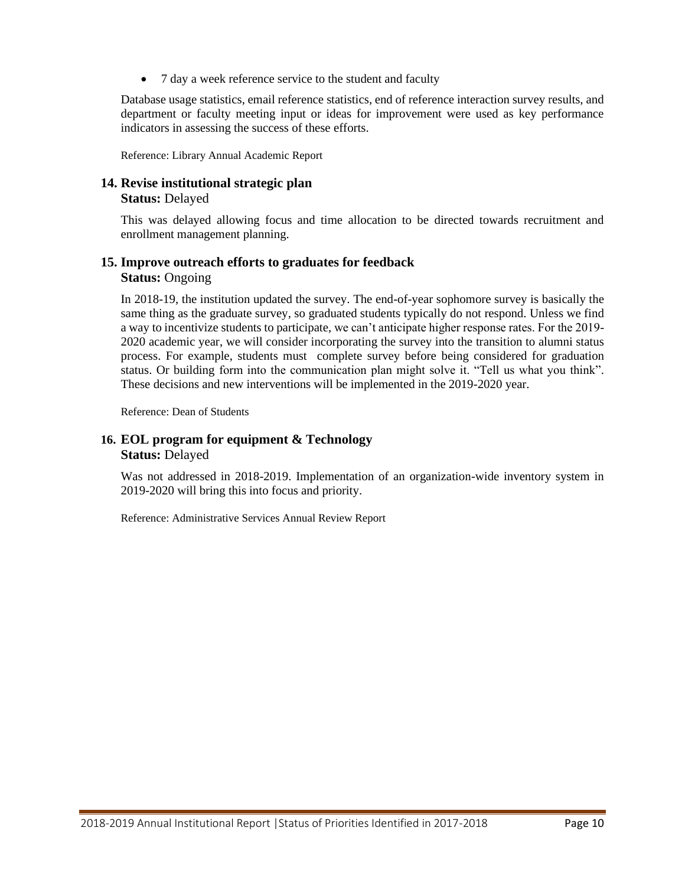- 7 day a week reference service to the student and faculty

Database usage statistics, email reference statistics, end of reference interaction survey results, and department or faculty meeting input or ideas for improvement were used as key performance indicators in assessing the success of these efforts.

Reference: Library Annual Academic Report

### 14. Revise institutional strategic plan

**Status:** Delayed

This was delayed allowing focus and time allocation to be directed towards recruitment and enrollment management planning.

### 15. Improve outreach efforts to graduates for feedback

**Status:** Ongoing

In 2018-19, the institution updated the survey. The end-of-year sophomore survey is basically the same thing as the graduate survey, so graduated students typically do not respond. Unless we find a way to incentivize students to participate, we can't anticipate higher response rates. For the 2019-2020 academic year, we will consider incorporating the survey into the transition to alumni status process. For example, students must complete survey before being considered for graduation status. Or building form into the communication plan might solve it. "Tell us what you think". These decisions and new interventions will be implemented in the 2019-2020 year.

Reference: Dean of Students

### 16. EOL program for equipment & Technology

**Status:** Delayed

Was not addressed in 2018-2019. Implementation of an organization-wide inventory system in 2019-2020 will bring this into focus and priority.

Reference: Administrative Services Annual Review Report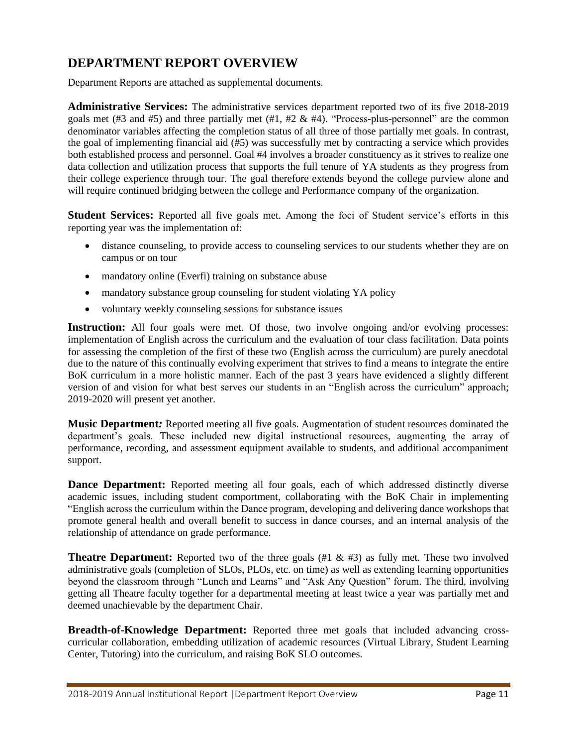## DEPARTMENT REPORT OVERVIEW

Department Reports are attached as supplemental documents.

**Administrative Services:** The administrative services department reported two of its five 2018-2019 goals met (#3 and #5) and three partially met (#1, #2 & #4). "Process-plus-personnel" are the common denominator variables affecting the completion status of all three of those partially met goals. In contrast, the goal of implementing financial aid (#5) was successfully met by contracting a service which provides both established process and personnel. Goal #4 involves a broader constituency as it strives to realize one data collection and utilization process that supports the full tenure of YA students as they progress from their college experience through tour. The goal therefore extends beyond the college purview alone and will require continued bridging between the college and Performance company of the organization.

**Student Services:** Reported all five goals met. Among the foci of Student service's efforts in this reporting year was the implementation of:

- distance counseling, to provide access to counseling services to our students whether they are on campus or on tour
- mandatory online (Everfi) training on substance abuse
- mandatory substance group counseling for student violating YA policy
- voluntary weekly counseling sessions for substance issues

**Instruction:** All four goals were met. Of those, two involve ongoing and/or evolving processes: implementation of English across the curriculum and the evaluation of tour class facilitation. Data points for assessing the completion of the first of these two (English across the curriculum) are purely anecdotal due to the nature of this continually evolving experiment that strives to find a means to integrate the entire BoK curriculum in a more holistic manner. Each of the past 3 years have evidenced a slightly different version of and vision for what best serves our students in an "English across the curriculum" approach; 2019-2020 will present yet another.

**Music Department***:* Reported meeting all five goals. Augmentation of student resources dominated the department's goals. These included new digital instructional resources, augmenting the array of performance, recording, and assessment equipment available to students, and additional accompaniment support.

**Dance Department:** Reported meeting all four goals, each of which addressed distinctly diverse academic issues, including student comportment, collaborating with the BoK Chair in implementing "English across the curriculum within the Dance program, developing and delivering dance workshops that promote general health and overall benefit to success in dance courses, and an internal analysis of the relationship of attendance on grade performance.

**Theatre Department:** Reported two of the three goals (#1 & #3) as fully met. These two involved administrative goals (completion of SLOs, PLOs, etc. on time) as well as extending learning opportunities beyond the classroom through "Lunch and Learns" and "Ask Any Question" forum. The third, involving getting all Theatre faculty together for a departmental meeting at least twice a year was partially met and deemed unachievable by the department Chair.

**Breadth-of-Knowledge Department:** Reported three met goals that included advancing cross-curricular collaboration, embedding utilization of academic resources (Virtual Library, Student Learning Center, Tutoring) into the curriculum, and raising BoK SLO outcomes.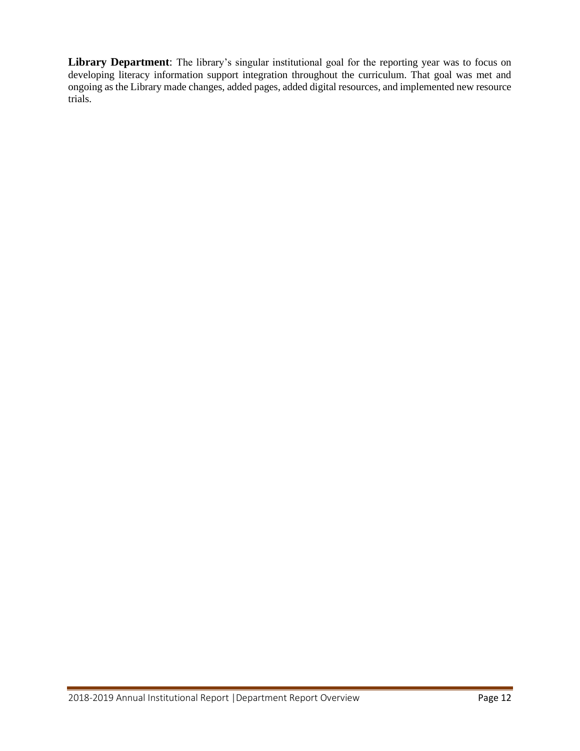**Library Department**: The library's singular institutional goal for the reporting year was to focus on developing literacy information support integration throughout the curriculum. That goal was met and ongoing as the Library made changes, added pages, added digital resources, and implemented new resource trials.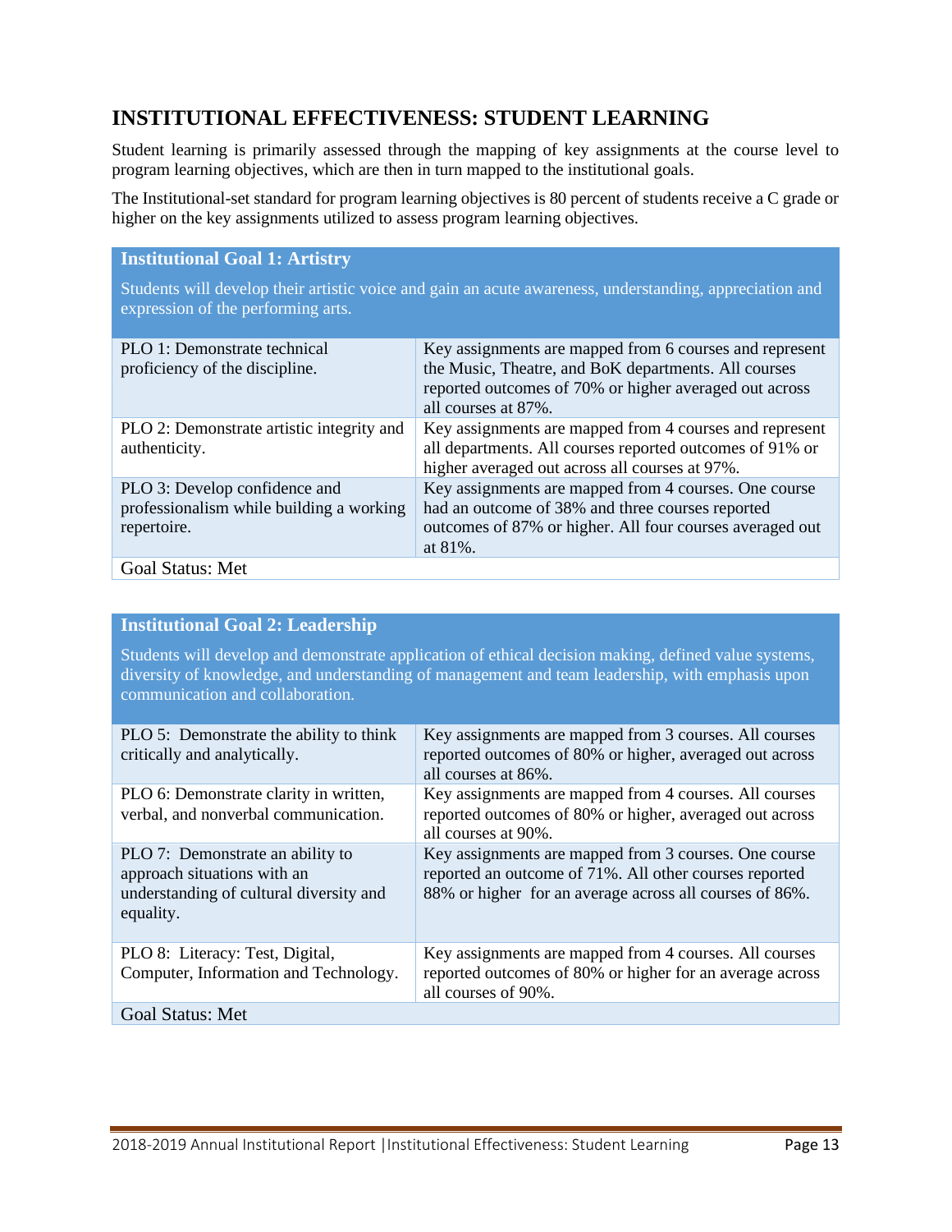## INSTITUTIONAL EFFECTIVENESS: STUDENT LEARNING

Student learning is primarily assessed through the mapping of key assignments at the course level to program learning objectives, which are then in turn mapped to the institutional goals.

The Institutional-set standard for program learning objectives is 80 percent of students receive a C grade or higher on the key assignments utilized to assess program learning objectives.

| **Institutional Goal 1: Artistry**<br>Students will develop their artistic voice and gain an acute awareness, understanding, appreciation and expression of the performing arts. | |
|---|---|
| PLO 1: Demonstrate technical proficiency of the discipline. | Key assignments are mapped from 6 courses and represent the Music, Theatre, and BoK departments. All courses reported outcomes of 70% or higher averaged out across all courses at 87%. |
| PLO 2: Demonstrate artistic integrity and authenticity. | Key assignments are mapped from 4 courses and represent all departments. All courses reported outcomes of 91% or higher averaged out across all courses at 97%. |
| PLO 3: Develop confidence and professionalism while building a working repertoire. | Key assignments are mapped from 4 courses. One course had an outcome of 38% and three courses reported outcomes of 87% or higher. All four courses averaged out at 81%. |
| Goal Status: Met | |

| **Institutional Goal 2: Leadership**<br>Students will develop and demonstrate application of ethical decision making, defined value systems, diversity of knowledge, and understanding of management and team leadership, with emphasis upon communication and collaboration. | |
|---|---|
| PLO 5: Demonstrate the ability to think critically and analytically. | Key assignments are mapped from 3 courses. All courses reported outcomes of 80% or higher, averaged out across all courses at 86%. |
| PLO 6: Demonstrate clarity in written, verbal, and nonverbal communication. | Key assignments are mapped from 4 courses. All courses reported outcomes of 80% or higher, averaged out across all courses at 90%. |
| PLO 7: Demonstrate an ability to approach situations with an understanding of cultural diversity and equality. | Key assignments are mapped from 3 courses. One course reported an outcome of 71%. All other courses reported 88% or higher for an average across all courses of 86%. |
| PLO 8: Literacy: Test, Digital, Computer, Information and Technology. | Key assignments are mapped from 4 courses. All courses reported outcomes of 80% or higher for an average across all courses of 90%. |
| Goal Status: Met | |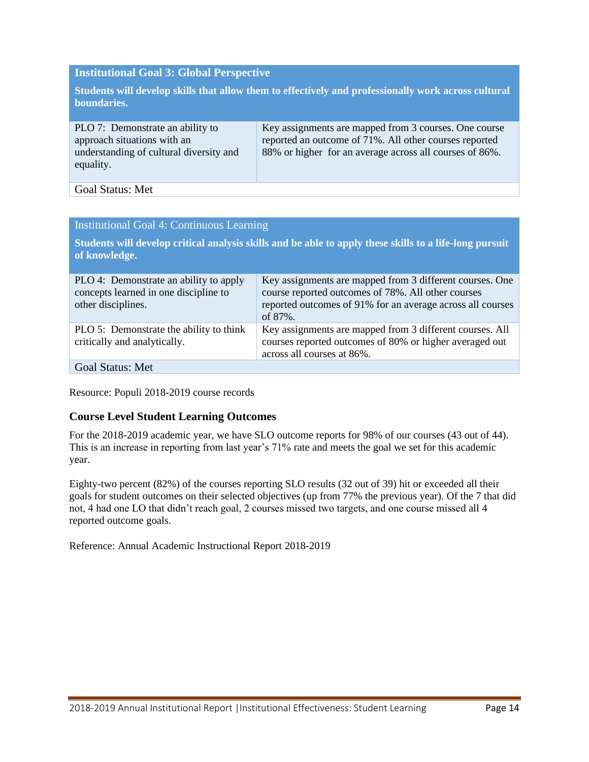| Institutional Goal 3: Global Perspective<br>**Students will develop skills that allow them to effectively and professionally work across cultural boundaries.** | |
|---|---|
| PLO 7: Demonstrate an ability to approach situations with an understanding of cultural diversity and equality. | Key assignments are mapped from 3 courses. One course reported an outcome of 71%. All other courses reported 88% or higher for an average across all courses of 86%. |
| Goal Status: Met | |

| Institutional Goal 4: Continuous Learning<br>**Students will develop critical analysis skills and be able to apply these skills to a life-long pursuit of knowledge.** | |
|---|---|
| PLO 4: Demonstrate an ability to apply concepts learned in one discipline to other disciplines. | Key assignments are mapped from 3 different courses. One course reported outcomes of 78%. All other courses reported outcomes of 91% for an average across all courses of 87%. |
| PLO 5: Demonstrate the ability to think critically and analytically. | Key assignments are mapped from 3 different courses. All courses reported outcomes of 80% or higher averaged out across all courses at 86%. |
| Goal Status: Met | |

Resource: Populi 2018-2019 course records

### Course Level Student Learning Outcomes

For the 2018-2019 academic year, we have SLO outcome reports for 98% of our courses (43 out of 44). This is an increase in reporting from last year's 71% rate and meets the goal we set for this academic year.

Eighty-two percent (82%) of the courses reporting SLO results (32 out of 39) hit or exceeded all their goals for student outcomes on their selected objectives (up from 77% the previous year). Of the 7 that did not, 4 had one LO that didn't reach goal, 2 courses missed two targets, and one course missed all 4 reported outcome goals.

Reference: Annual Academic Instructional Report 2018-2019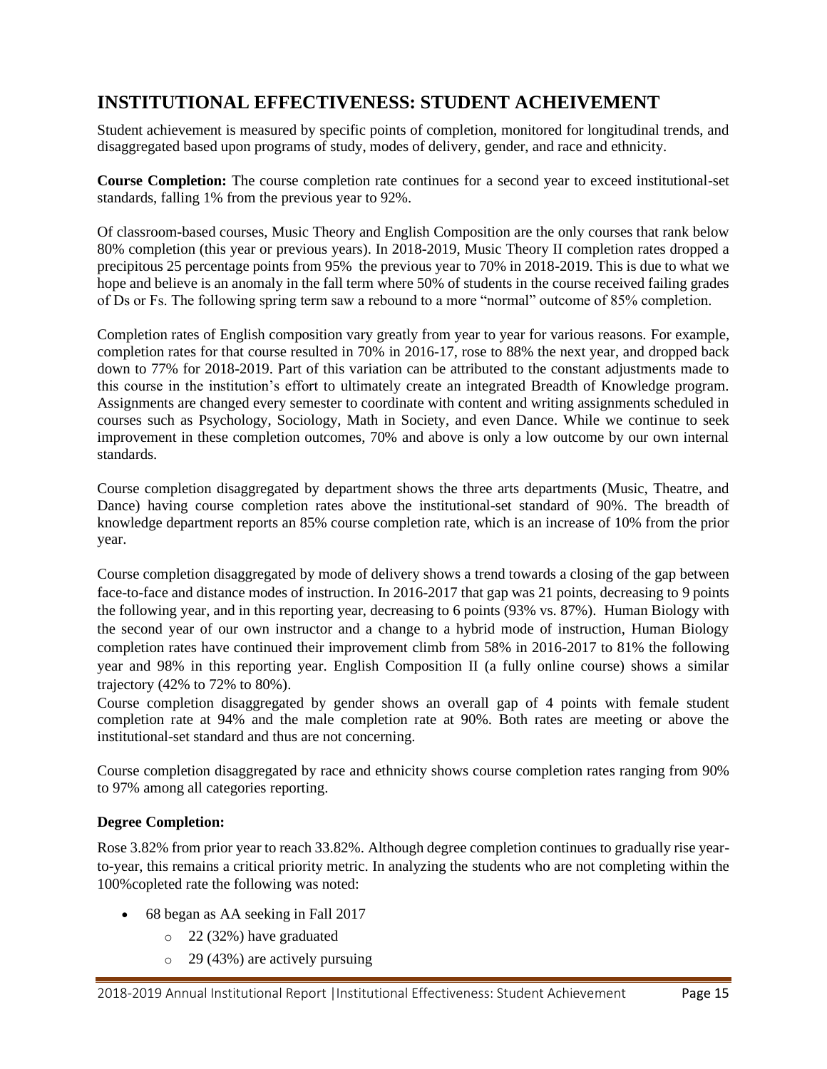## INSTITUTIONAL EFFECTIVENESS: STUDENT ACHEIVEMENT

Student achievement is measured by specific points of completion, monitored for longitudinal trends, and disaggregated based upon programs of study, modes of delivery, gender, and race and ethnicity.

**Course Completion:** The course completion rate continues for a second year to exceed institutional-set standards, falling 1% from the previous year to 92%.

Of classroom-based courses, Music Theory and English Composition are the only courses that rank below 80% completion (this year or previous years). In 2018-2019, Music Theory II completion rates dropped a precipitous 25 percentage points from 95% the previous year to 70% in 2018-2019. This is due to what we hope and believe is an anomaly in the fall term where 50% of students in the course received failing grades of Ds or Fs. The following spring term saw a rebound to a more "normal" outcome of 85% completion.

Completion rates of English composition vary greatly from year to year for various reasons. For example, completion rates for that course resulted in 70% in 2016-17, rose to 88% the next year, and dropped back down to 77% for 2018-2019. Part of this variation can be attributed to the constant adjustments made to this course in the institution's effort to ultimately create an integrated Breadth of Knowledge program. Assignments are changed every semester to coordinate with content and writing assignments scheduled in courses such as Psychology, Sociology, Math in Society, and even Dance. While we continue to seek improvement in these completion outcomes, 70% and above is only a low outcome by our own internal standards.

Course completion disaggregated by department shows the three arts departments (Music, Theatre, and Dance) having course completion rates above the institutional-set standard of 90%. The breadth of knowledge department reports an 85% course completion rate, which is an increase of 10% from the prior year.

Course completion disaggregated by mode of delivery shows a trend towards a closing of the gap between face-to-face and distance modes of instruction. In 2016-2017 that gap was 21 points, decreasing to 9 points the following year, and in this reporting year, decreasing to 6 points (93% vs. 87%). Human Biology with the second year of our own instructor and a change to a hybrid mode of instruction, Human Biology completion rates have continued their improvement climb from 58% in 2016-2017 to 81% the following year and 98% in this reporting year. English Composition II (a fully online course) shows a similar trajectory (42% to 72% to 80%).
Course completion disaggregated by gender shows an overall gap of 4 points with female student completion rate at 94% and the male completion rate at 90%. Both rates are meeting or above the institutional-set standard and thus are not concerning.

Course completion disaggregated by race and ethnicity shows course completion rates ranging from 90% to 97% among all categories reporting.

**Degree Completion:**

Rose 3.82% from prior year to reach 33.82%. Although degree completion continues to gradually rise year-to-year, this remains a critical priority metric. In analyzing the students who are not completing within the 100%copleted rate the following was noted:

- 68 began as AA seeking in Fall 2017
  - 22 (32%) have graduated
  - 29 (43%) are actively pursuing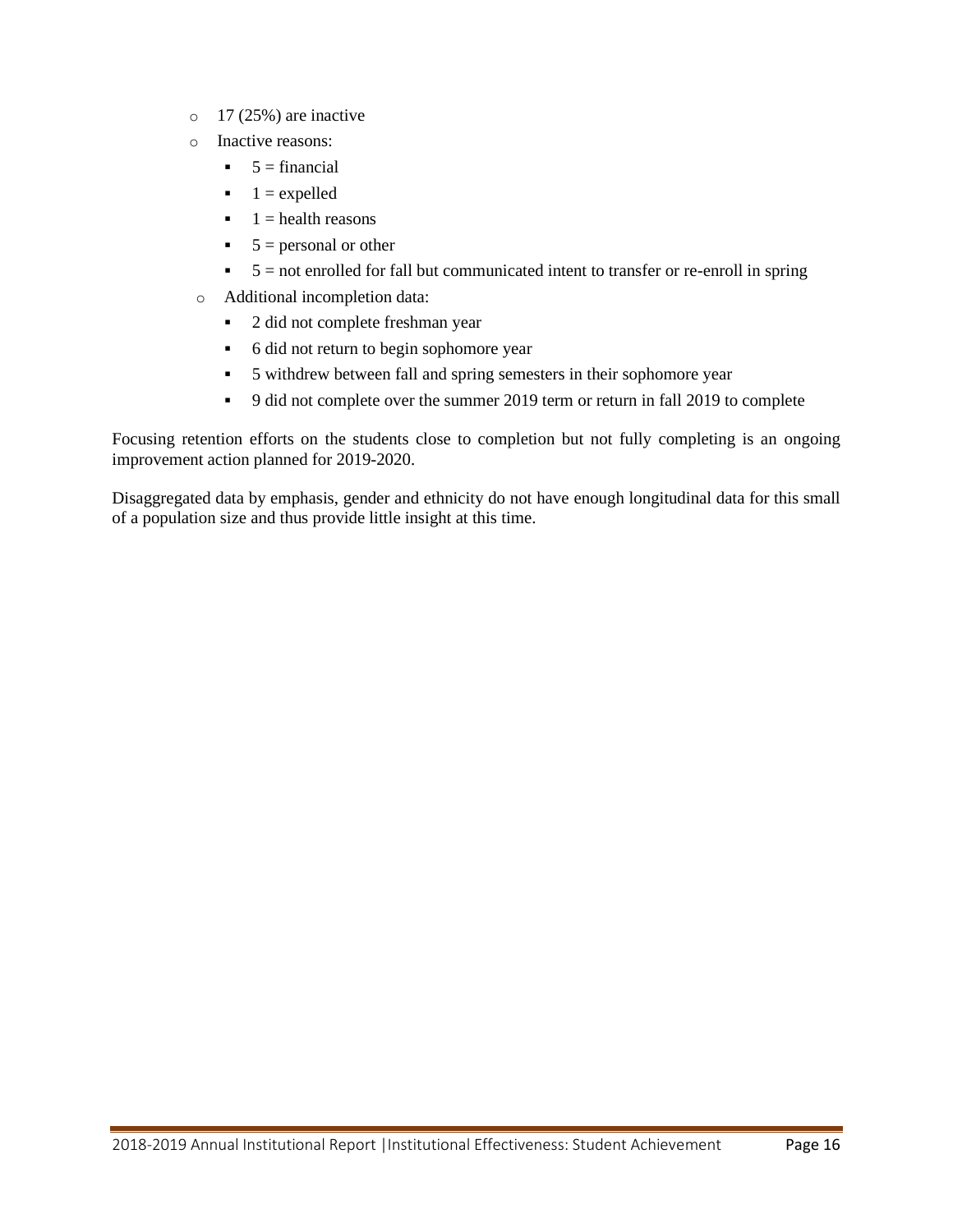- 17 (25%) are inactive
- Inactive reasons:
  - 5 = financial
  - 1 = expelled
  - 1 = health reasons
  - 5 = personal or other
  - 5 = not enrolled for fall but communicated intent to transfer or re-enroll in spring
- Additional incompletion data:
  - 2 did not complete freshman year
  - 6 did not return to begin sophomore year
  - 5 withdrew between fall and spring semesters in their sophomore year
  - 9 did not complete over the summer 2019 term or return in fall 2019 to complete

Focusing retention efforts on the students close to completion but not fully completing is an ongoing improvement action planned for 2019-2020.

Disaggregated data by emphasis, gender and ethnicity do not have enough longitudinal data for this small of a population size and thus provide little insight at this time.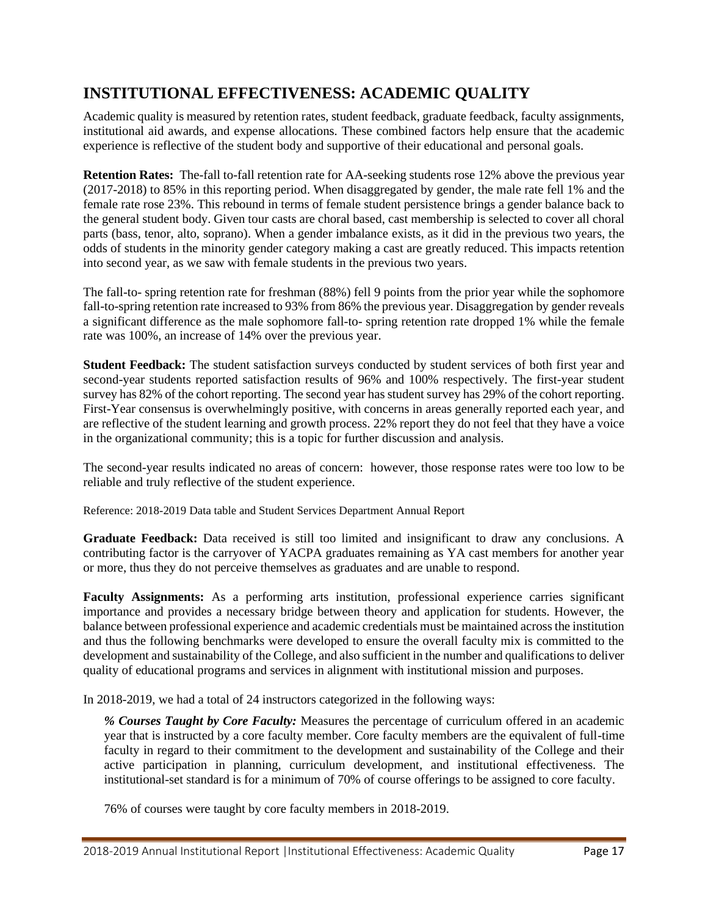## INSTITUTIONAL EFFECTIVENESS: ACADEMIC QUALITY

Academic quality is measured by retention rates, student feedback, graduate feedback, faculty assignments, institutional aid awards, and expense allocations. These combined factors help ensure that the academic experience is reflective of the student body and supportive of their educational and personal goals.

**Retention Rates:** The-fall to-fall retention rate for AA-seeking students rose 12% above the previous year (2017-2018) to 85% in this reporting period. When disaggregated by gender, the male rate fell 1% and the female rate rose 23%. This rebound in terms of female student persistence brings a gender balance back to the general student body. Given tour casts are choral based, cast membership is selected to cover all choral parts (bass, tenor, alto, soprano). When a gender imbalance exists, as it did in the previous two years, the odds of students in the minority gender category making a cast are greatly reduced. This impacts retention into second year, as we saw with female students in the previous two years.

The fall-to- spring retention rate for freshman (88%) fell 9 points from the prior year while the sophomore fall-to-spring retention rate increased to 93% from 86% the previous year. Disaggregation by gender reveals a significant difference as the male sophomore fall-to- spring retention rate dropped 1% while the female rate was 100%, an increase of 14% over the previous year.

**Student Feedback:** The student satisfaction surveys conducted by student services of both first year and second-year students reported satisfaction results of 96% and 100% respectively. The first-year student survey has 82% of the cohort reporting. The second year has student survey has 29% of the cohort reporting. First-Year consensus is overwhelmingly positive, with concerns in areas generally reported each year, and are reflective of the student learning and growth process. 22% report they do not feel that they have a voice in the organizational community; this is a topic for further discussion and analysis.

The second-year results indicated no areas of concern: however, those response rates were too low to be reliable and truly reflective of the student experience.

Reference: 2018-2019 Data table and Student Services Department Annual Report

**Graduate Feedback:** Data received is still too limited and insignificant to draw any conclusions. A contributing factor is the carryover of YACPA graduates remaining as YA cast members for another year or more, thus they do not perceive themselves as graduates and are unable to respond.

**Faculty Assignments:** As a performing arts institution, professional experience carries significant importance and provides a necessary bridge between theory and application for students. However, the balance between professional experience and academic credentials must be maintained across the institution and thus the following benchmarks were developed to ensure the overall faculty mix is committed to the development and sustainability of the College, and also sufficient in the number and qualifications to deliver quality of educational programs and services in alignment with institutional mission and purposes.

In 2018-2019, we had a total of 24 instructors categorized in the following ways:

> ***% Courses Taught by Core Faculty:*** Measures the percentage of curriculum offered in an academic year that is instructed by a core faculty member. Core faculty members are the equivalent of full-time faculty in regard to their commitment to the development and sustainability of the College and their active participation in planning, curriculum development, and institutional effectiveness. The institutional-set standard is for a minimum of 70% of course offerings to be assigned to core faculty.
>
> 76% of courses were taught by core faculty members in 2018-2019.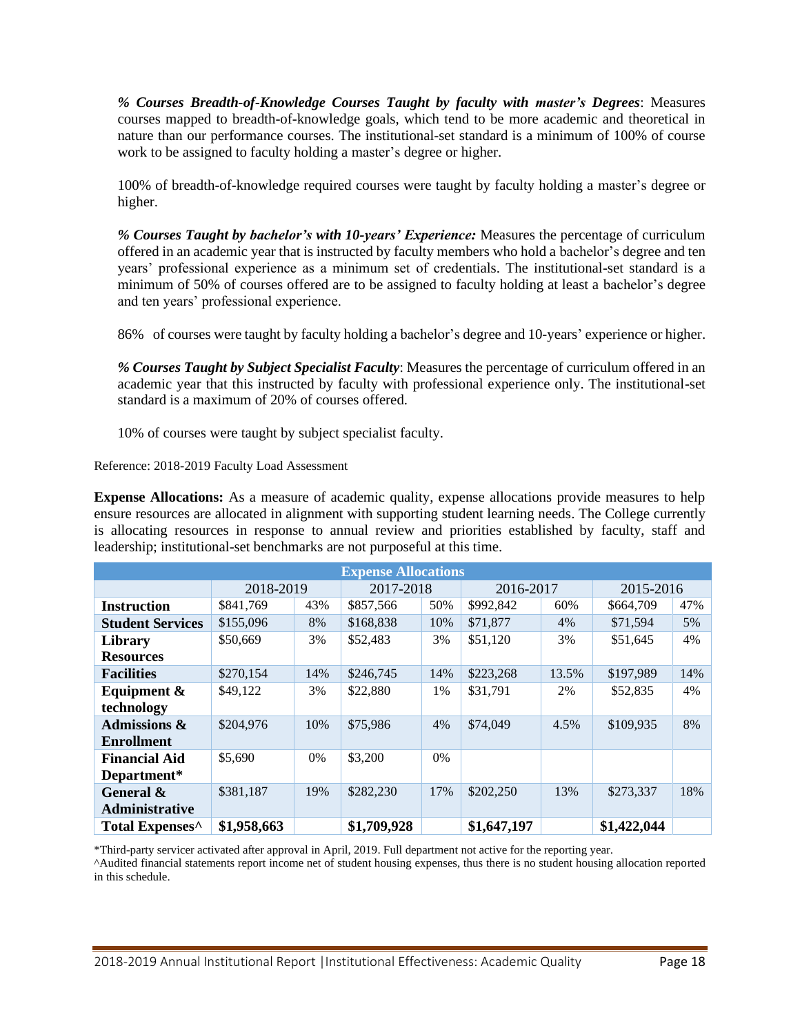***% Courses Breadth-of-Knowledge Courses Taught by faculty with master's Degrees***: Measures courses mapped to breadth-of-knowledge goals, which tend to be more academic and theoretical in nature than our performance courses. The institutional-set standard is a minimum of 100% of course work to be assigned to faculty holding a master's degree or higher.

100% of breadth-of-knowledge required courses were taught by faculty holding a master's degree or higher.

***% Courses Taught by bachelor's with 10-years' Experience:*** Measures the percentage of curriculum offered in an academic year that is instructed by faculty members who hold a bachelor's degree and ten years' professional experience as a minimum set of credentials. The institutional-set standard is a minimum of 50% of courses offered are to be assigned to faculty holding at least a bachelor's degree and ten years' professional experience.

86% of courses were taught by faculty holding a bachelor's degree and 10-years' experience or higher.

***% Courses Taught by Subject Specialist Faculty***: Measures the percentage of curriculum offered in an academic year that this instructed by faculty with professional experience only. The institutional-set standard is a maximum of 20% of courses offered.

10% of courses were taught by subject specialist faculty.

Reference: 2018-2019 Faculty Load Assessment

**Expense Allocations:** As a measure of academic quality, expense allocations provide measures to help ensure resources are allocated in alignment with supporting student learning needs. The College currently is allocating resources in response to annual review and priorities established by faculty, staff and leadership; institutional-set benchmarks are not purposeful at this time.

| Expense Allocations | | | | | | | | |
|---|---|---|---|---|---|---|---|---|
| | 2018-2019 | | 2017-2018 | | 2016-2017 | | 2015-2016 | |
| **Instruction** | $841,769 | 43% | $857,566 | 50% | $992,842 | 60% | $664,709 | 47% |
| **Student Services** | $155,096 | 8% | $168,838 | 10% | $71,877 | 4% | $71,594 | 5% |
| **Library Resources** | $50,669 | 3% | $52,483 | 3% | $51,120 | 3% | $51,645 | 4% |
| **Facilities** | $270,154 | 14% | $246,745 | 14% | $223,268 | 13.5% | $197,989 | 14% |
| **Equipment & technology** | $49,122 | 3% | $22,880 | 1% | $31,791 | 2% | $52,835 | 4% |
| **Admissions & Enrollment** | $204,976 | 10% | $75,986 | 4% | $74,049 | 4.5% | $109,935 | 8% |
| **Financial Aid Department*** | $5,690 | 0% | $3,200 | 0% | | | | |
| **General & Administrative** | $381,187 | 19% | $282,230 | 17% | $202,250 | 13% | $273,337 | 18% |
| **Total Expenses^** | **$1,958,663** | | **$1,709,928** | | **$1,647,197** | | **$1,422,044** | |

*Third-party servicer activated after approval in April, 2019. Full department not active for the reporting year.
^Audited financial statements report income net of student housing expenses, thus there is no student housing allocation reported in this schedule.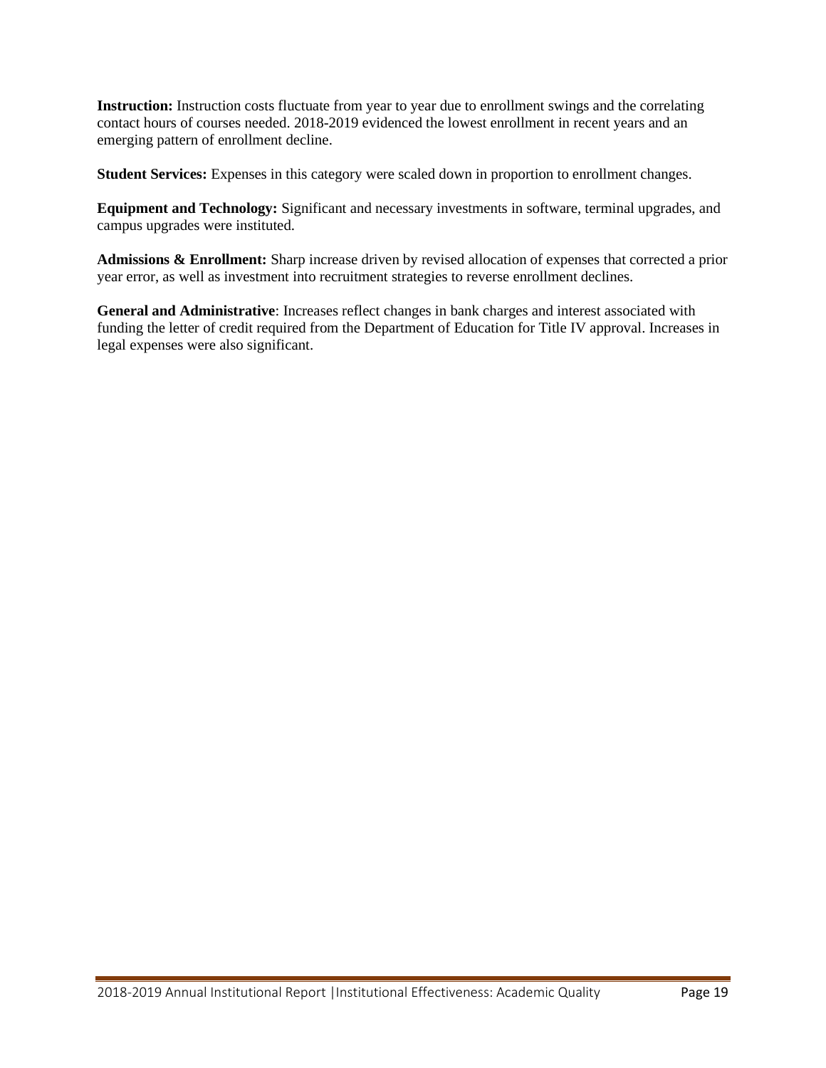**Instruction:** Instruction costs fluctuate from year to year due to enrollment swings and the correlating contact hours of courses needed. 2018-2019 evidenced the lowest enrollment in recent years and an emerging pattern of enrollment decline.

**Student Services:** Expenses in this category were scaled down in proportion to enrollment changes.

**Equipment and Technology:** Significant and necessary investments in software, terminal upgrades, and campus upgrades were instituted.

**Admissions & Enrollment:** Sharp increase driven by revised allocation of expenses that corrected a prior year error, as well as investment into recruitment strategies to reverse enrollment declines.

**General and Administrative**: Increases reflect changes in bank charges and interest associated with funding the letter of credit required from the Department of Education for Title IV approval. Increases in legal expenses were also significant.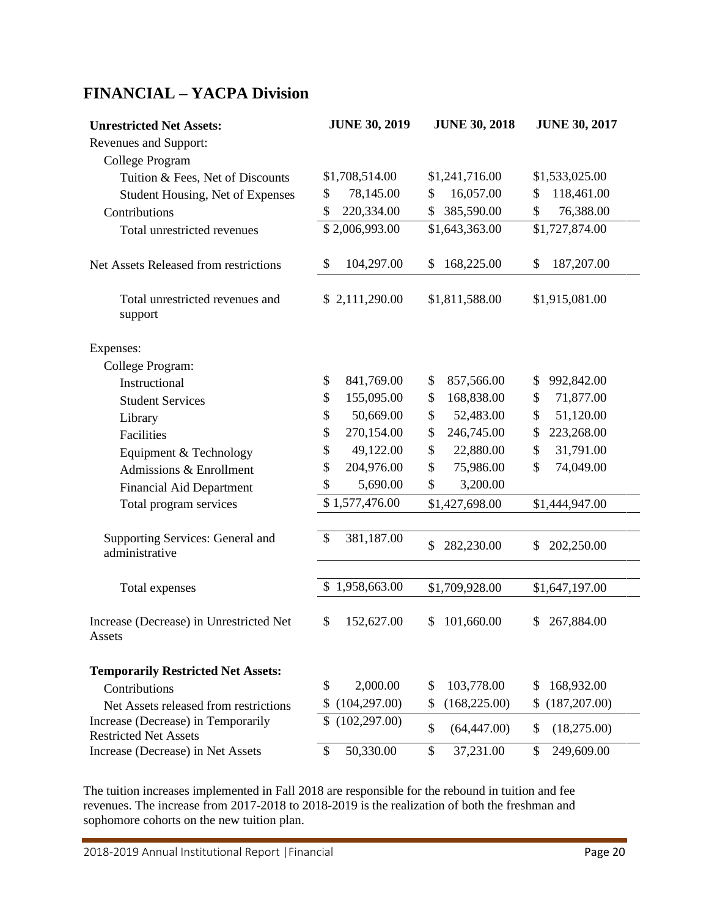## FINANCIAL – YACPA Division

| **Unrestricted Net Assets:** | **JUNE 30, 2019** | **JUNE 30, 2018** | **JUNE 30, 2017** |
|---|---|---|---|
| Revenues and Support: | | | |
| College Program | | | |
| Tuition & Fees, Net of Discounts | $1,708,514.00 | $1,241,716.00 | $1,533,025.00 |
| Student Housing, Net of Expenses | $ 78,145.00 | $ 16,057.00 | $ 118,461.00 |
| Contributions | $ 220,334.00 | $ 385,590.00 | $ 76,388.00 |
| Total unrestricted revenues | $ 2,006,993.00 | $1,643,363.00 | $1,727,874.00 |
| Net Assets Released from restrictions | $ 104,297.00 | $ 168,225.00 | $ 187,207.00 |
| Total unrestricted revenues and support | $ 2,111,290.00 | $1,811,588.00 | $1,915,081.00 |
| Expenses: | | | |
| College Program: | | | |
| Instructional | $ 841,769.00 | $ 857,566.00 | $ 992,842.00 |
| Student Services | $ 155,095.00 | $ 168,838.00 | $ 71,877.00 |
| Library | $ 50,669.00 | $ 52,483.00 | $ 51,120.00 |
| Facilities | $ 270,154.00 | $ 246,745.00 | $ 223,268.00 |
| Equipment & Technology | $ 49,122.00 | $ 22,880.00 | $ 31,791.00 |
| Admissions & Enrollment | $ 204,976.00 | $ 75,986.00 | $ 74,049.00 |
| Financial Aid Department | $ 5,690.00 | $ 3,200.00 | |
| Total program services | $ 1,577,476.00 | $1,427,698.00 | $1,444,947.00 |
| Supporting Services: General and administrative | $ 381,187.00 | $ 282,230.00 | $ 202,250.00 |
| Total expenses | $ 1,958,663.00 | $1,709,928.00 | $1,647,197.00 |
| Increase (Decrease) in Unrestricted Net Assets | $ 152,627.00 | $ 101,660.00 | $ 267,884.00 |
| **Temporarily Restricted Net Assets:** | | | |
| Contributions | $ 2,000.00 | $ 103,778.00 | $ 168,932.00 |
| Net Assets released from restrictions | $ (104,297.00) | $ (168,225.00) | $ (187,207.00) |
| Increase (Decrease) in Temporarily Restricted Net Assets | $ (102,297.00) | $ (64,447.00) | $ (18,275.00) |
| Increase (Decrease) in Net Assets | $ 50,330.00 | $ 37,231.00 | $ 249,609.00 |

The tuition increases implemented in Fall 2018 are responsible for the rebound in tuition and fee revenues. The increase from 2017-2018 to 2018-2019 is the realization of both the freshman and sophomore cohorts on the new tuition plan.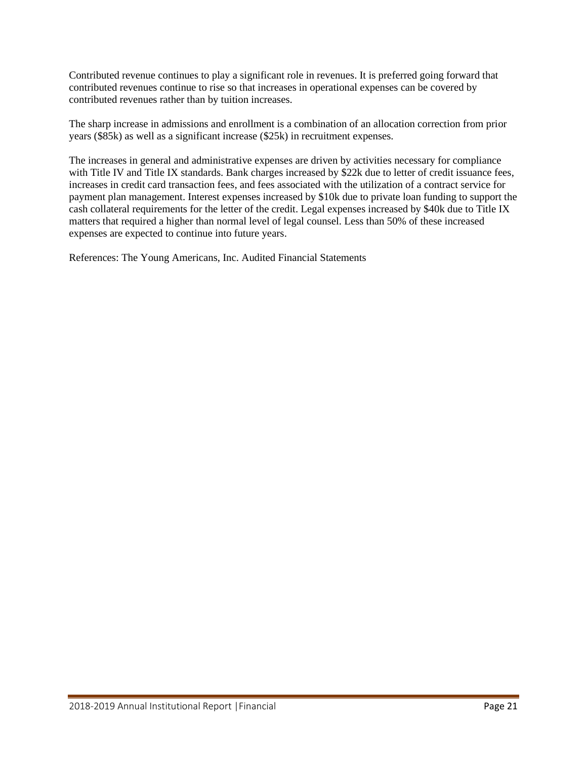Contributed revenue continues to play a significant role in revenues. It is preferred going forward that contributed revenues continue to rise so that increases in operational expenses can be covered by contributed revenues rather than by tuition increases.

The sharp increase in admissions and enrollment is a combination of an allocation correction from prior years ($85k) as well as a significant increase ($25k) in recruitment expenses.

The increases in general and administrative expenses are driven by activities necessary for compliance with Title IV and Title IX standards. Bank charges increased by $22k due to letter of credit issuance fees, increases in credit card transaction fees, and fees associated with the utilization of a contract service for payment plan management. Interest expenses increased by $10k due to private loan funding to support the cash collateral requirements for the letter of the credit. Legal expenses increased by $40k due to Title IX matters that required a higher than normal level of legal counsel. Less than 50% of these increased expenses are expected to continue into future years.

References: The Young Americans, Inc. Audited Financial Statements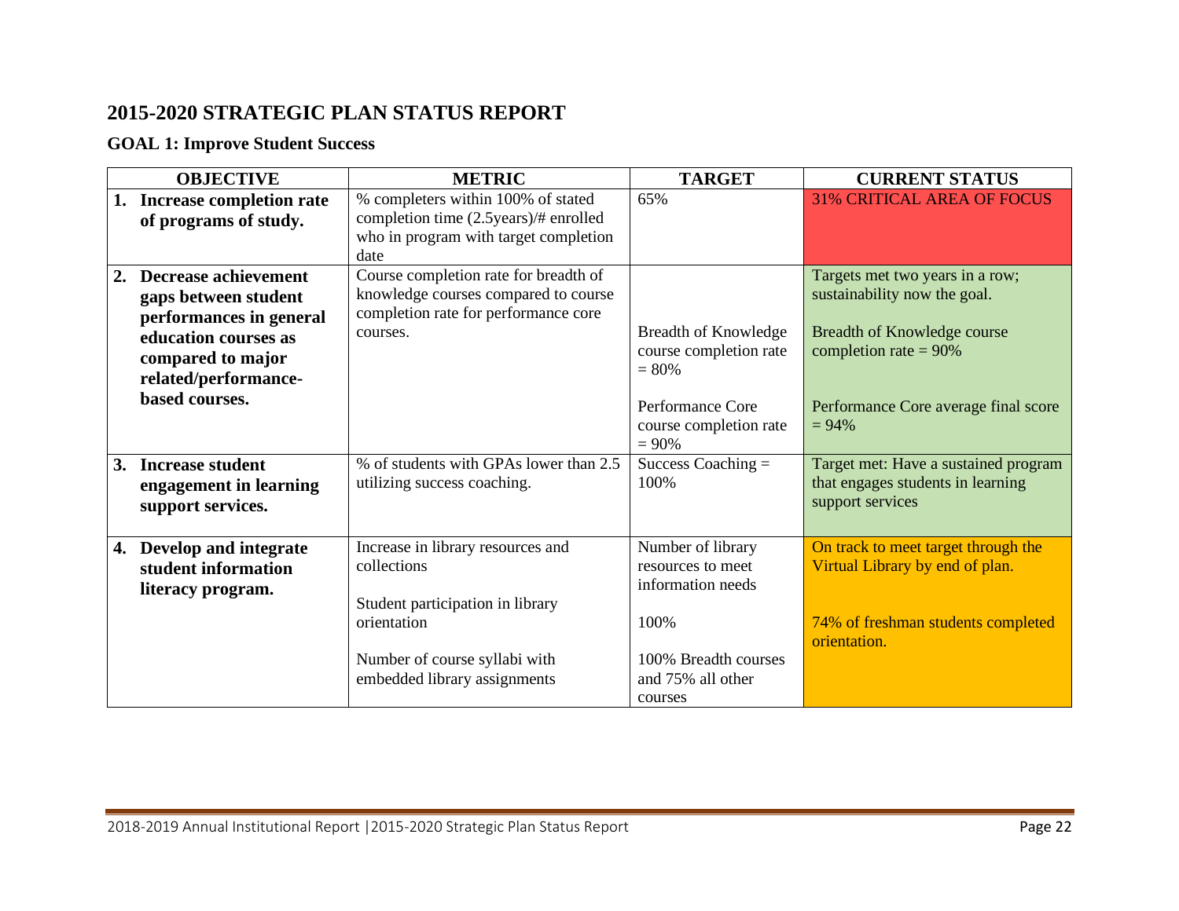## 2015-2020 STRATEGIC PLAN STATUS REPORT

### GOAL 1: Improve Student Success

| OBJECTIVE | METRIC | TARGET | CURRENT STATUS |
|---|---|---|---|
| **1. Increase completion rate of programs of study.** | % completers within 100% of stated completion time (2.5years)/# enrolled who in program with target completion date | 65% | 31% CRITICAL AREA OF FOCUS |
| **2. Decrease achievement gaps between student performances in general education courses as compared to major related/performance-based courses.** | Course completion rate for breadth of knowledge courses compared to course completion rate for performance core courses. | Breadth of Knowledge course completion rate = 80%<br><br>Performance Core course completion rate = 90% | Targets met two years in a row; sustainability now the goal.<br><br>Breadth of Knowledge course completion rate = 90%<br><br>Performance Core average final score = 94% |
| **3. Increase student engagement in learning support services.** | % of students with GPAs lower than 2.5 utilizing success coaching. | Success Coaching = 100% | Target met: Have a sustained program that engages students in learning support services |
| **4. Develop and integrate student information literacy program.** | Increase in library resources and collections<br><br>Student participation in library orientation<br><br>Number of course syllabi with embedded library assignments | Number of library resources to meet information needs<br><br>100%<br><br>100% Breadth courses and 75% all other courses | On track to meet target through the Virtual Library by end of plan.<br><br>74% of freshman students completed orientation. |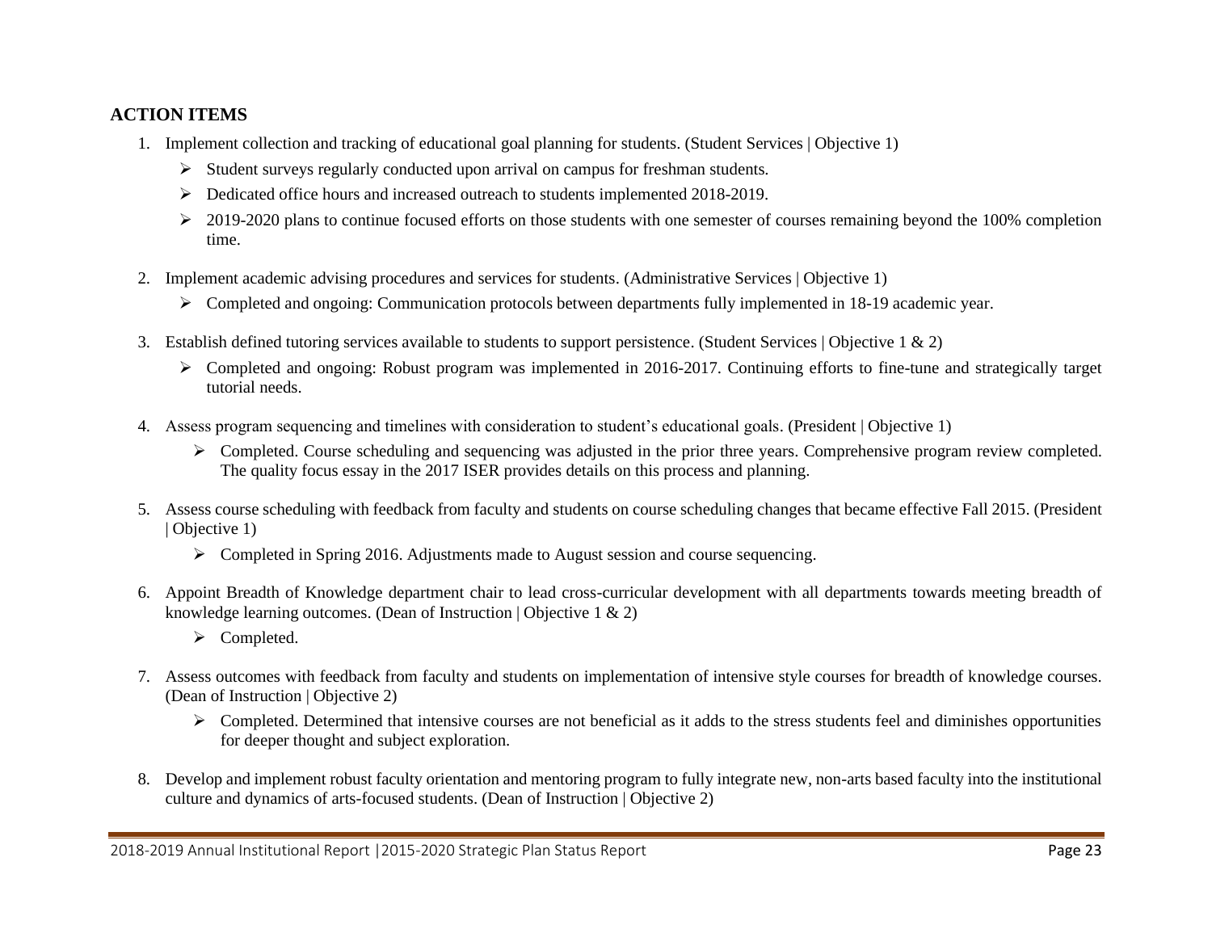## ACTION ITEMS

1. Implement collection and tracking of educational goal planning for students. (Student Services | Objective 1)
   - Student surveys regularly conducted upon arrival on campus for freshman students.
   - Dedicated office hours and increased outreach to students implemented 2018-2019.
   - 2019-2020 plans to continue focused efforts on those students with one semester of courses remaining beyond the 100% completion time.

2. Implement academic advising procedures and services for students. (Administrative Services | Objective 1)
   - Completed and ongoing: Communication protocols between departments fully implemented in 18-19 academic year.

3. Establish defined tutoring services available to students to support persistence. (Student Services | Objective 1 & 2)
   - Completed and ongoing: Robust program was implemented in 2016-2017. Continuing efforts to fine-tune and strategically target tutorial needs.

4. Assess program sequencing and timelines with consideration to student's educational goals. (President | Objective 1)
   - Completed. Course scheduling and sequencing was adjusted in the prior three years. Comprehensive program review completed. The quality focus essay in the 2017 ISER provides details on this process and planning.

5. Assess course scheduling with feedback from faculty and students on course scheduling changes that became effective Fall 2015. (President | Objective 1)
   - Completed in Spring 2016. Adjustments made to August session and course sequencing.

6. Appoint Breadth of Knowledge department chair to lead cross-curricular development with all departments towards meeting breadth of knowledge learning outcomes. (Dean of Instruction | Objective 1 & 2)
   - Completed.

7. Assess outcomes with feedback from faculty and students on implementation of intensive style courses for breadth of knowledge courses. (Dean of Instruction | Objective 2)
   - Completed. Determined that intensive courses are not beneficial as it adds to the stress students feel and diminishes opportunities for deeper thought and subject exploration.

8. Develop and implement robust faculty orientation and mentoring program to fully integrate new, non-arts based faculty into the institutional culture and dynamics of arts-focused students. (Dean of Instruction | Objective 2)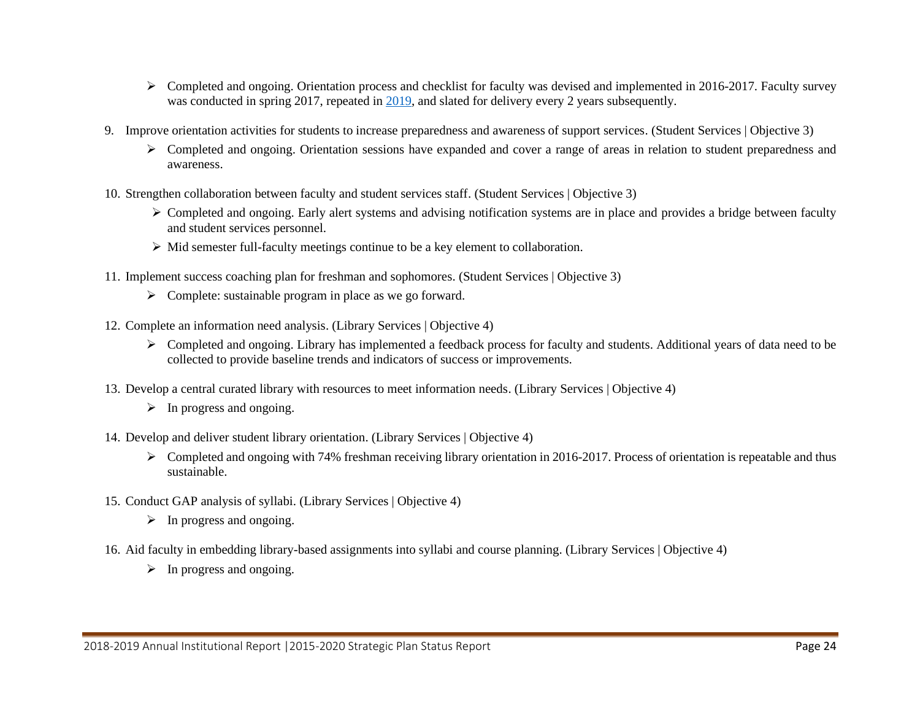- Completed and ongoing. Orientation process and checklist for faculty was devised and implemented in 2016-2017. Faculty survey was conducted in spring 2017, repeated in 2019, and slated for delivery every 2 years subsequently.

9. Improve orientation activities for students to increase preparedness and awareness of support services. (Student Services | Objective 3)
   - Completed and ongoing. Orientation sessions have expanded and cover a range of areas in relation to student preparedness and awareness.

10. Strengthen collaboration between faculty and student services staff. (Student Services | Objective 3)
    - Completed and ongoing. Early alert systems and advising notification systems are in place and provides a bridge between faculty and student services personnel.
    - Mid semester full-faculty meetings continue to be a key element to collaboration.

11. Implement success coaching plan for freshman and sophomores. (Student Services | Objective 3)
    - Complete: sustainable program in place as we go forward.

12. Complete an information need analysis. (Library Services | Objective 4)
    - Completed and ongoing. Library has implemented a feedback process for faculty and students. Additional years of data need to be collected to provide baseline trends and indicators of success or improvements.

13. Develop a central curated library with resources to meet information needs. (Library Services | Objective 4)
    - In progress and ongoing.

14. Develop and deliver student library orientation. (Library Services | Objective 4)
    - Completed and ongoing with 74% freshman receiving library orientation in 2016-2017. Process of orientation is repeatable and thus sustainable.

15. Conduct GAP analysis of syllabi. (Library Services | Objective 4)
    - In progress and ongoing.

16. Aid faculty in embedding library-based assignments into syllabi and course planning. (Library Services | Objective 4)
    - In progress and ongoing.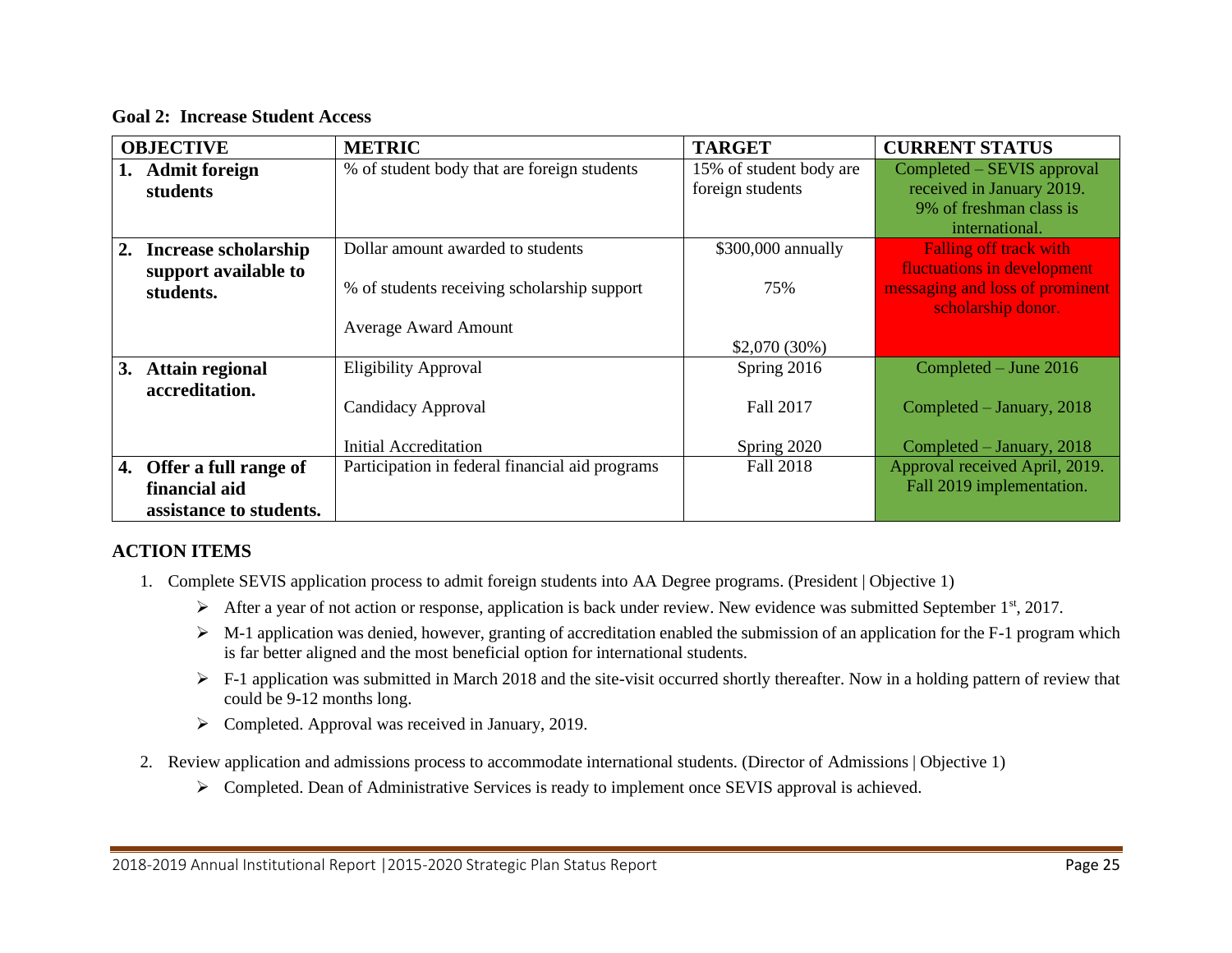**Goal 2: Increase Student Access**

| OBJECTIVE | METRIC | TARGET | CURRENT STATUS |
|---|---|---|---|
| **1. Admit foreign students** | % of student body that are foreign students | 15% of student body are foreign students | Completed – SEVIS approval received in January 2019. 9% of freshman class is international. |
| **2. Increase scholarship support available to students.** | Dollar amount awarded to students<br><br>% of students receiving scholarship support<br><br>Average Award Amount | $300,000 annually<br><br>75%<br><br>$2,070 (30%) | Falling off track with fluctuations in development messaging and loss of prominent scholarship donor. |
| **3. Attain regional accreditation.** | Eligibility Approval<br><br>Candidacy Approval<br><br>Initial Accreditation | Spring 2016<br><br>Fall 2017<br><br>Spring 2020 | Completed – June 2016<br><br>Completed – January, 2018<br><br>Completed – January, 2018 |
| **4. Offer a full range of financial aid assistance to students.** | Participation in federal financial aid programs | Fall 2018 | Approval received April, 2019. Fall 2019 implementation. |

## ACTION ITEMS

1. Complete SEVIS application process to admit foreign students into AA Degree programs. (President | Objective 1)
   - After a year of not action or response, application is back under review. New evidence was submitted September 1st, 2017.
   - M-1 application was denied, however, granting of accreditation enabled the submission of an application for the F-1 program which is far better aligned and the most beneficial option for international students.
   - F-1 application was submitted in March 2018 and the site-visit occurred shortly thereafter. Now in a holding pattern of review that could be 9-12 months long.
   - Completed. Approval was received in January, 2019.
2. Review application and admissions process to accommodate international students. (Director of Admissions | Objective 1)
   - Completed. Dean of Administrative Services is ready to implement once SEVIS approval is achieved.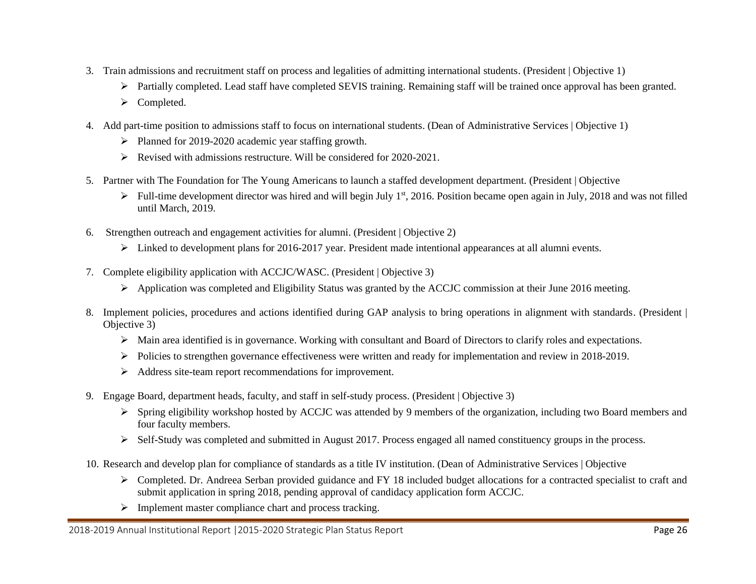3. Train admissions and recruitment staff on process and legalities of admitting international students. (President | Objective 1)
    - Partially completed. Lead staff have completed SEVIS training. Remaining staff will be trained once approval has been granted.
    - Completed.
4. Add part-time position to admissions staff to focus on international students. (Dean of Administrative Services | Objective 1)
    - Planned for 2019-2020 academic year staffing growth.
    - Revised with admissions restructure. Will be considered for 2020-2021.
5. Partner with The Foundation for The Young Americans to launch a staffed development department. (President | Objective
    - Full-time development director was hired and will begin July 1st, 2016. Position became open again in July, 2018 and was not filled until March, 2019.
6. Strengthen outreach and engagement activities for alumni. (President | Objective 2)
    - Linked to development plans for 2016-2017 year. President made intentional appearances at all alumni events.
7. Complete eligibility application with ACCJC/WASC. (President | Objective 3)
    - Application was completed and Eligibility Status was granted by the ACCJC commission at their June 2016 meeting.
8. Implement policies, procedures and actions identified during GAP analysis to bring operations in alignment with standards. (President | Objective 3)
    - Main area identified is in governance. Working with consultant and Board of Directors to clarify roles and expectations.
    - Policies to strengthen governance effectiveness were written and ready for implementation and review in 2018-2019.
    - Address site-team report recommendations for improvement.
9. Engage Board, department heads, faculty, and staff in self-study process. (President | Objective 3)
    - Spring eligibility workshop hosted by ACCJC was attended by 9 members of the organization, including two Board members and four faculty members.
    - Self-Study was completed and submitted in August 2017. Process engaged all named constituency groups in the process.
10. Research and develop plan for compliance of standards as a title IV institution. (Dean of Administrative Services | Objective
    - Completed. Dr. Andreea Serban provided guidance and FY 18 included budget allocations for a contracted specialist to craft and submit application in spring 2018, pending approval of candidacy application form ACCJC.
    - Implement master compliance chart and process tracking.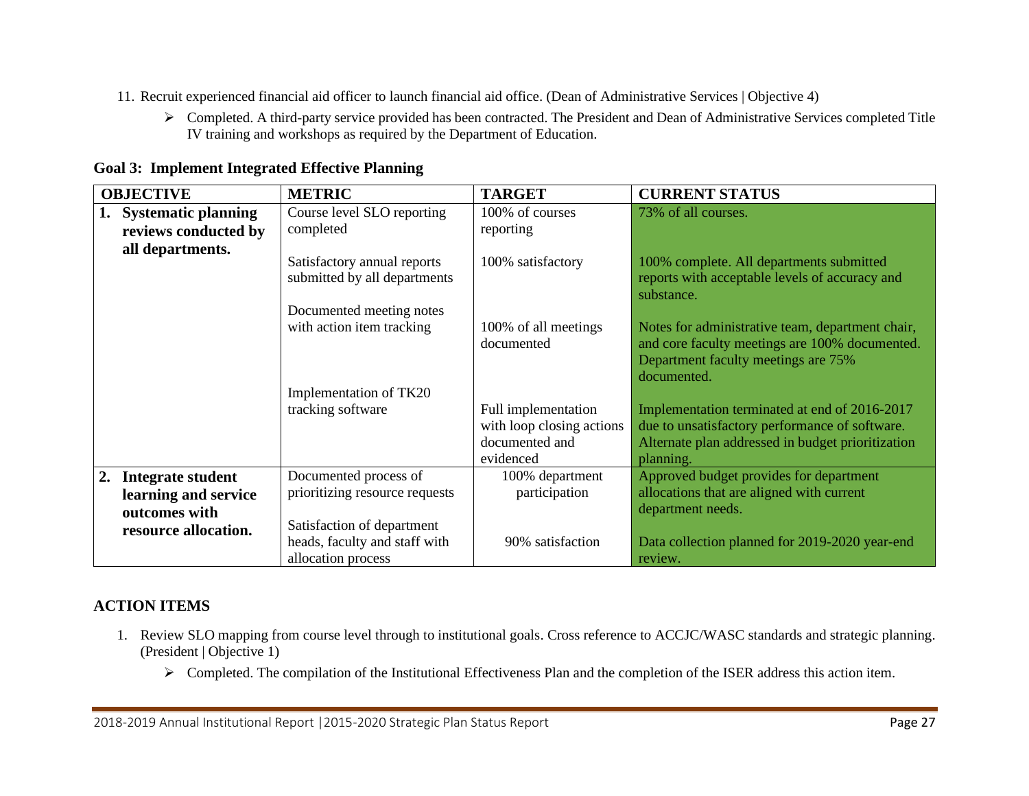11. Recruit experienced financial aid officer to launch financial aid office. (Dean of Administrative Services | Objective 4)
    - Completed. A third-party service provided has been contracted. The President and Dean of Administrative Services completed Title IV training and workshops as required by the Department of Education.

**Goal 3: Implement Integrated Effective Planning**

| OBJECTIVE | METRIC | TARGET | CURRENT STATUS |
|---|---|---|---|
| **1. Systematic planning reviews conducted by all departments.** | Course level SLO reporting completed | 100% of courses reporting | 73% of all courses. |
| | Satisfactory annual reports submitted by all departments | 100% satisfactory | 100% complete. All departments submitted reports with acceptable levels of accuracy and substance. |
| | Documented meeting notes with action item tracking | 100% of all meetings documented | Notes for administrative team, department chair, and core faculty meetings are 100% documented. Department faculty meetings are 75% documented. |
| | Implementation of TK20 tracking software | Full implementation with loop closing actions documented and evidenced | Implementation terminated at end of 2016-2017 due to unsatisfactory performance of software. Alternate plan addressed in budget prioritization planning. |
| **2. Integrate student learning and service outcomes with resource allocation.** | Documented process of prioritizing resource requests | 100% department participation | Approved budget provides for department allocations that are aligned with current department needs. |
| | Satisfaction of department heads, faculty and staff with allocation process | 90% satisfaction | Data collection planned for 2019-2020 year-end review. |

## ACTION ITEMS

1. Review SLO mapping from course level through to institutional goals. Cross reference to ACCJC/WASC standards and strategic planning. (President | Objective 1)
    - Completed. The compilation of the Institutional Effectiveness Plan and the completion of the ISER address this action item.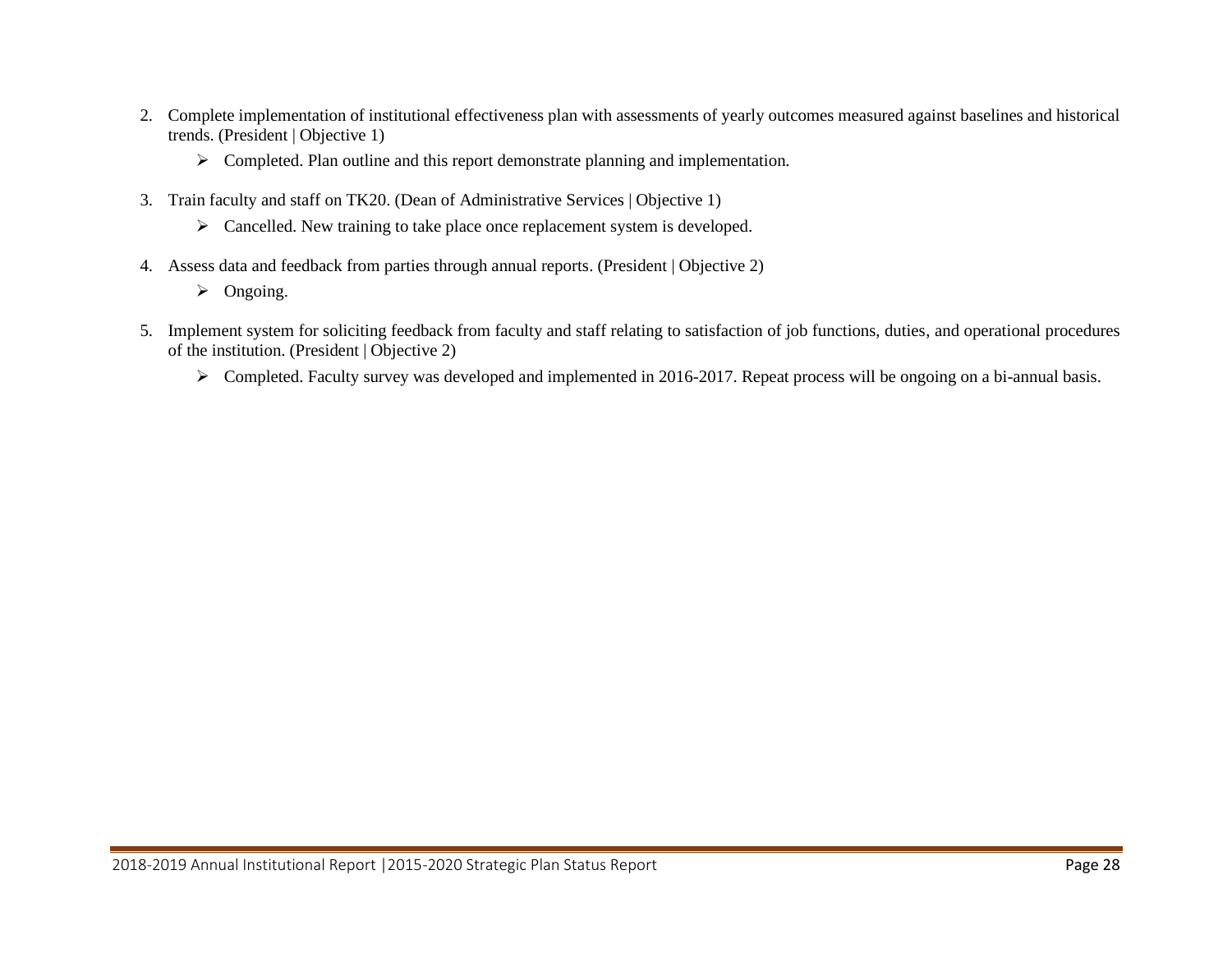2. Complete implementation of institutional effectiveness plan with assessments of yearly outcomes measured against baselines and historical trends. (President | Objective 1)
   - Completed. Plan outline and this report demonstrate planning and implementation.

3. Train faculty and staff on TK20. (Dean of Administrative Services | Objective 1)
   - Cancelled. New training to take place once replacement system is developed.

4. Assess data and feedback from parties through annual reports. (President | Objective 2)
   - Ongoing.

5. Implement system for soliciting feedback from faculty and staff relating to satisfaction of job functions, duties, and operational procedures of the institution. (President | Objective 2)
   - Completed. Faculty survey was developed and implemented in 2016-2017. Repeat process will be ongoing on a bi-annual basis.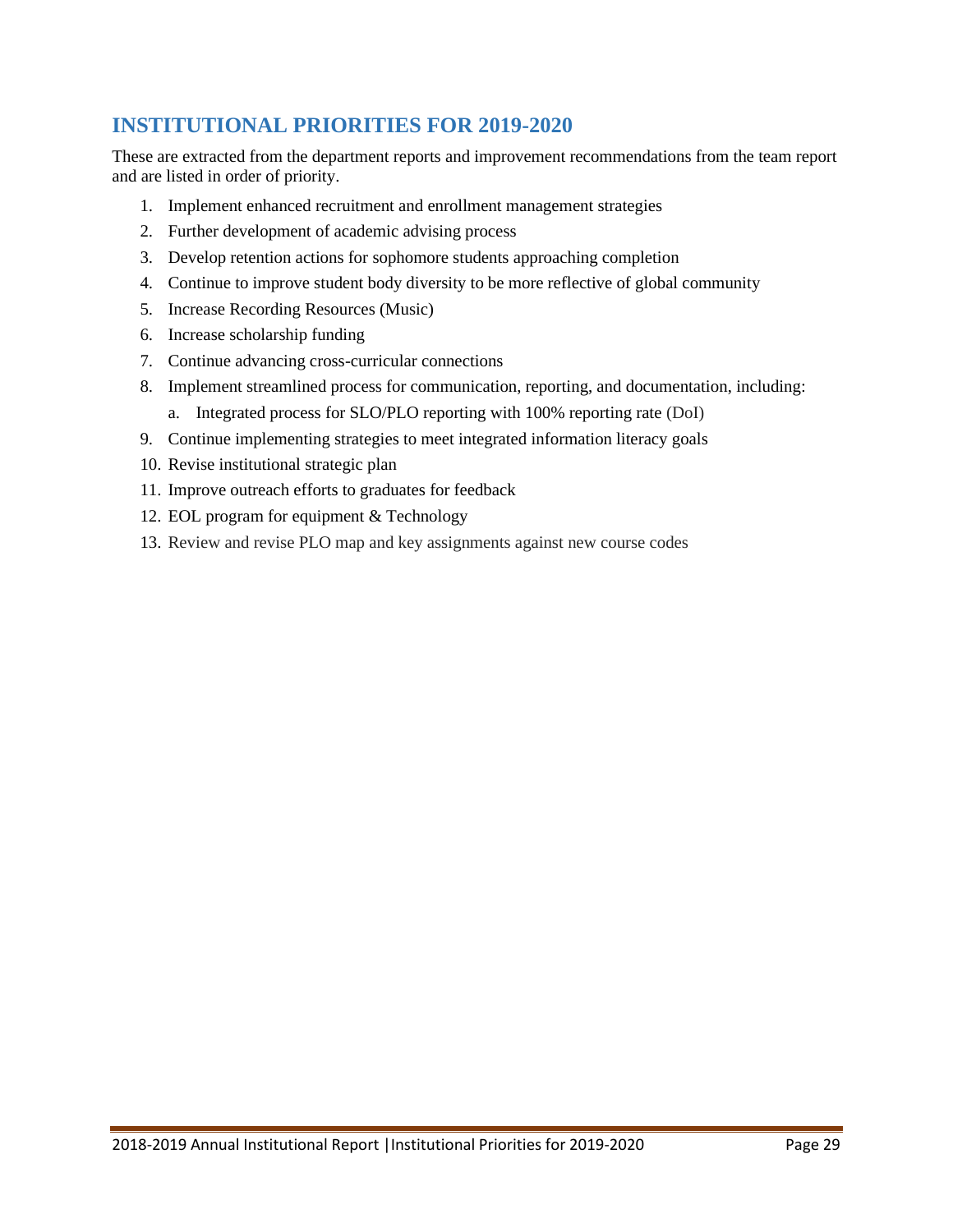## INSTITUTIONAL PRIORITIES FOR 2019-2020

These are extracted from the department reports and improvement recommendations from the team report and are listed in order of priority.

1. Implement enhanced recruitment and enrollment management strategies
2. Further development of academic advising process
3. Develop retention actions for sophomore students approaching completion
4. Continue to improve student body diversity to be more reflective of global community
5. Increase Recording Resources (Music)
6. Increase scholarship funding
7. Continue advancing cross-curricular connections
8. Implement streamlined process for communication, reporting, and documentation, including:
   a. Integrated process for SLO/PLO reporting with 100% reporting rate (DoI)
9. Continue implementing strategies to meet integrated information literacy goals
10. Revise institutional strategic plan
11. Improve outreach efforts to graduates for feedback
12. EOL program for equipment & Technology
13. Review and revise PLO map and key assignments against new course codes